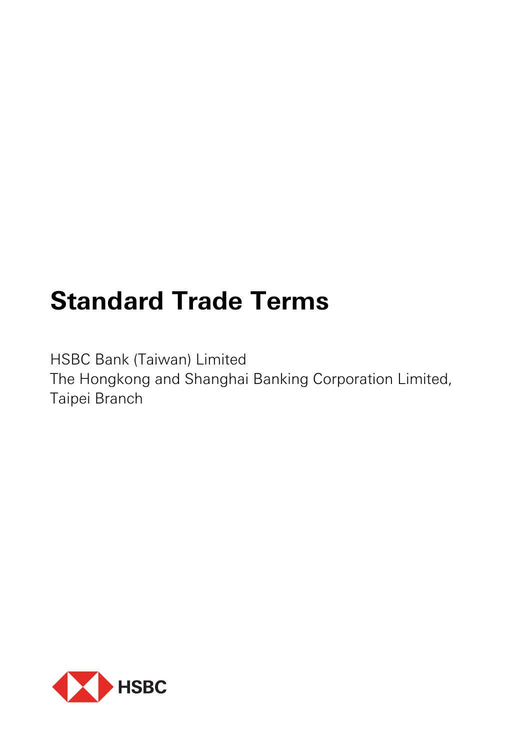# Standard Trade Terms

HSBC Bank (Taiwan) Limited
The Hongkong and Shanghai Banking Corporation Limited,
Taipei Branch

HSBC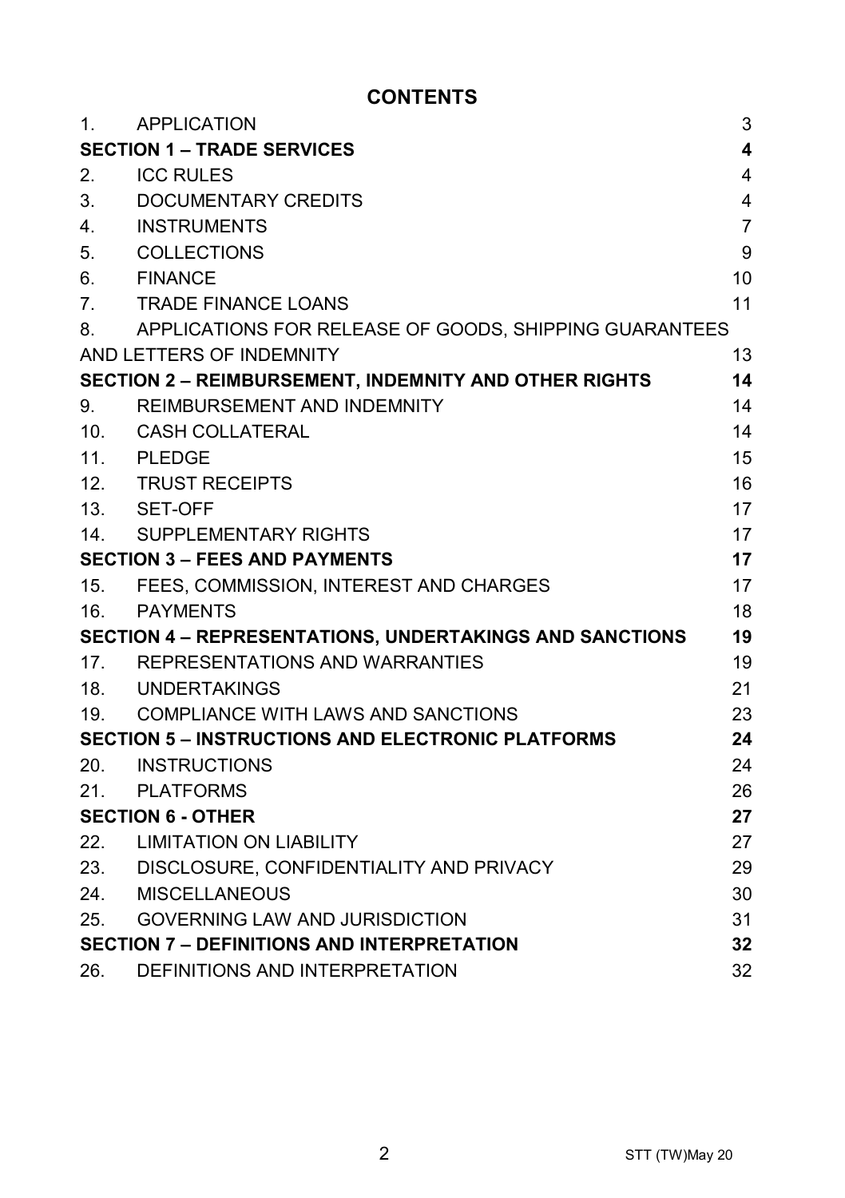# CONTENTS

| | | |
|---|---|---|
| 1. | APPLICATION | 3 |
| **SECTION 1 – TRADE SERVICES** | | **4** |
| 2. | ICC RULES | 4 |
| 3. | DOCUMENTARY CREDITS | 4 |
| 4. | INSTRUMENTS | 7 |
| 5. | COLLECTIONS | 9 |
| 6. | FINANCE | 10 |
| 7. | TRADE FINANCE LOANS | 11 |
| 8. | APPLICATIONS FOR RELEASE OF GOODS, SHIPPING GUARANTEES AND LETTERS OF INDEMNITY | 13 |
| **SECTION 2 – REIMBURSEMENT, INDEMNITY AND OTHER RIGHTS** | | **14** |
| 9. | REIMBURSEMENT AND INDEMNITY | 14 |
| 10. | CASH COLLATERAL | 14 |
| 11. | PLEDGE | 15 |
| 12. | TRUST RECEIPTS | 16 |
| 13. | SET-OFF | 17 |
| 14. | SUPPLEMENTARY RIGHTS | 17 |
| **SECTION 3 – FEES AND PAYMENTS** | | **17** |
| 15. | FEES, COMMISSION, INTEREST AND CHARGES | 17 |
| 16. | PAYMENTS | 18 |
| **SECTION 4 – REPRESENTATIONS, UNDERTAKINGS AND SANCTIONS** | | **19** |
| 17. | REPRESENTATIONS AND WARRANTIES | 19 |
| 18. | UNDERTAKINGS | 21 |
| 19. | COMPLIANCE WITH LAWS AND SANCTIONS | 23 |
| **SECTION 5 – INSTRUCTIONS AND ELECTRONIC PLATFORMS** | | **24** |
| 20. | INSTRUCTIONS | 24 |
| 21. | PLATFORMS | 26 |
| **SECTION 6 - OTHER** | | **27** |
| 22. | LIMITATION ON LIABILITY | 27 |
| 23. | DISCLOSURE, CONFIDENTIALITY AND PRIVACY | 29 |
| 24. | MISCELLANEOUS | 30 |
| 25. | GOVERNING LAW AND JURISDICTION | 31 |
| **SECTION 7 – DEFINITIONS AND INTERPRETATION** | | **32** |
| 26. | DEFINITIONS AND INTERPRETATION | 32 |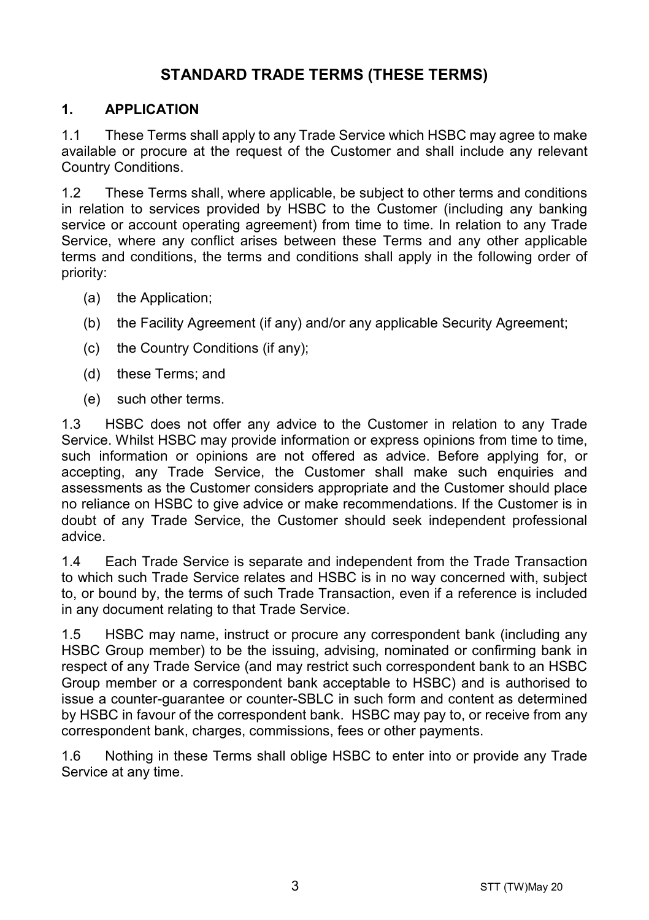# STANDARD TRADE TERMS (THESE TERMS)

## 1. APPLICATION

1.1 These Terms shall apply to any Trade Service which HSBC may agree to make available or procure at the request of the Customer and shall include any relevant Country Conditions.

1.2 These Terms shall, where applicable, be subject to other terms and conditions in relation to services provided by HSBC to the Customer (including any banking service or account operating agreement) from time to time. In relation to any Trade Service, where any conflict arises between these Terms and any other applicable terms and conditions, the terms and conditions shall apply in the following order of priority:

(a) the Application;

(b) the Facility Agreement (if any) and/or any applicable Security Agreement;

(c) the Country Conditions (if any);

(d) these Terms; and

(e) such other terms.

1.3 HSBC does not offer any advice to the Customer in relation to any Trade Service. Whilst HSBC may provide information or express opinions from time to time, such information or opinions are not offered as advice. Before applying for, or accepting, any Trade Service, the Customer shall make such enquiries and assessments as the Customer considers appropriate and the Customer should place no reliance on HSBC to give advice or make recommendations. If the Customer is in doubt of any Trade Service, the Customer should seek independent professional advice.

1.4 Each Trade Service is separate and independent from the Trade Transaction to which such Trade Service relates and HSBC is in no way concerned with, subject to, or bound by, the terms of such Trade Transaction, even if a reference is included in any document relating to that Trade Service.

1.5 HSBC may name, instruct or procure any correspondent bank (including any HSBC Group member) to be the issuing, advising, nominated or confirming bank in respect of any Trade Service (and may restrict such correspondent bank to an HSBC Group member or a correspondent bank acceptable to HSBC) and is authorised to issue a counter-guarantee or counter-SBLC in such form and content as determined by HSBC in favour of the correspondent bank. HSBC may pay to, or receive from any correspondent bank, charges, commissions, fees or other payments.

1.6 Nothing in these Terms shall oblige HSBC to enter into or provide any Trade Service at any time.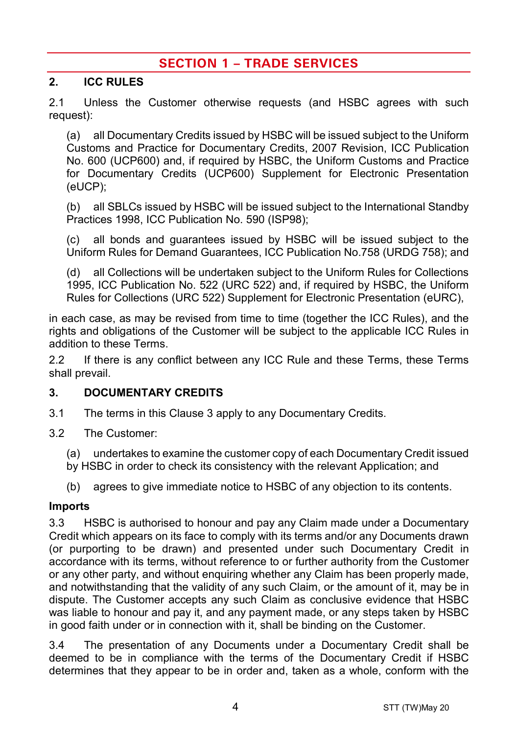# SECTION 1 – TRADE SERVICES

## 2. ICC RULES

2.1 Unless the Customer otherwise requests (and HSBC agrees with such request):

(a) all Documentary Credits issued by HSBC will be issued subject to the Uniform Customs and Practice for Documentary Credits, 2007 Revision, ICC Publication No. 600 (UCP600) and, if required by HSBC, the Uniform Customs and Practice for Documentary Credits (UCP600) Supplement for Electronic Presentation (eUCP);

(b) all SBLCs issued by HSBC will be issued subject to the International Standby Practices 1998, ICC Publication No. 590 (ISP98);

(c) all bonds and guarantees issued by HSBC will be issued subject to the Uniform Rules for Demand Guarantees, ICC Publication No.758 (URDG 758); and

(d) all Collections will be undertaken subject to the Uniform Rules for Collections 1995, ICC Publication No. 522 (URC 522) and, if required by HSBC, the Uniform Rules for Collections (URC 522) Supplement for Electronic Presentation (eURC),

in each case, as may be revised from time to time (together the ICC Rules), and the rights and obligations of the Customer will be subject to the applicable ICC Rules in addition to these Terms.

2.2 If there is any conflict between any ICC Rule and these Terms, these Terms shall prevail.

## 3. DOCUMENTARY CREDITS

3.1 The terms in this Clause 3 apply to any Documentary Credits.

3.2 The Customer:

(a) undertakes to examine the customer copy of each Documentary Credit issued by HSBC in order to check its consistency with the relevant Application; and

(b) agrees to give immediate notice to HSBC of any objection to its contents.

**Imports**

3.3 HSBC is authorised to honour and pay any Claim made under a Documentary Credit which appears on its face to comply with its terms and/or any Documents drawn (or purporting to be drawn) and presented under such Documentary Credit in accordance with its terms, without reference to or further authority from the Customer or any other party, and without enquiring whether any Claim has been properly made, and notwithstanding that the validity of any such Claim, or the amount of it, may be in dispute. The Customer accepts any such Claim as conclusive evidence that HSBC was liable to honour and pay it, and any payment made, or any steps taken by HSBC in good faith under or in connection with it, shall be binding on the Customer.

3.4 The presentation of any Documents under a Documentary Credit shall be deemed to be in compliance with the terms of the Documentary Credit if HSBC determines that they appear to be in order and, taken as a whole, conform with the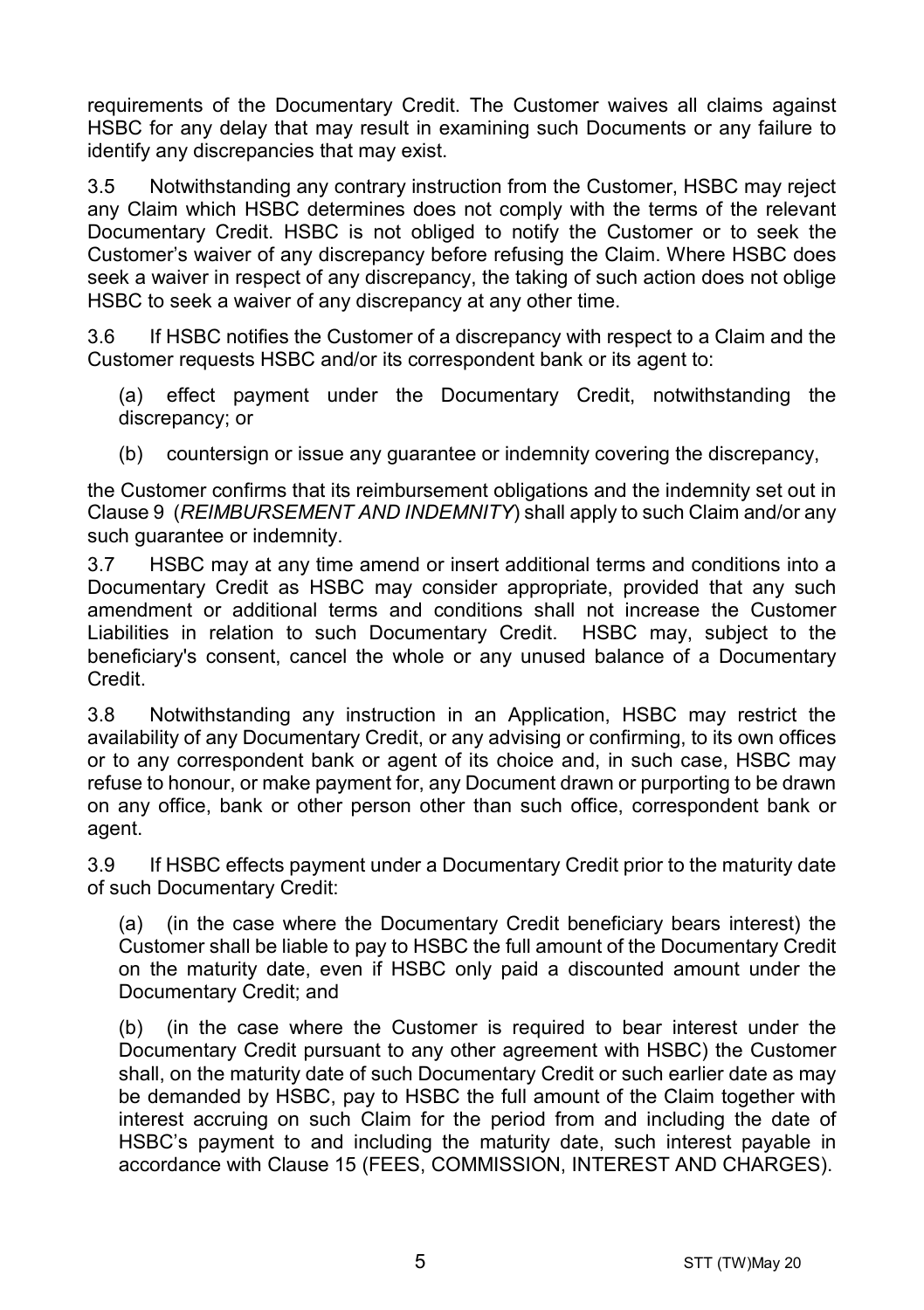requirements of the Documentary Credit. The Customer waives all claims against HSBC for any delay that may result in examining such Documents or any failure to identify any discrepancies that may exist.

3.5 Notwithstanding any contrary instruction from the Customer, HSBC may reject any Claim which HSBC determines does not comply with the terms of the relevant Documentary Credit. HSBC is not obliged to notify the Customer or to seek the Customer's waiver of any discrepancy before refusing the Claim. Where HSBC does seek a waiver in respect of any discrepancy, the taking of such action does not oblige HSBC to seek a waiver of any discrepancy at any other time.

3.6 If HSBC notifies the Customer of a discrepancy with respect to a Claim and the Customer requests HSBC and/or its correspondent bank or its agent to:

(a) effect payment under the Documentary Credit, notwithstanding the discrepancy; or

(b) countersign or issue any guarantee or indemnity covering the discrepancy,

the Customer confirms that its reimbursement obligations and the indemnity set out in Clause 9 (*REIMBURSEMENT AND INDEMNITY*) shall apply to such Claim and/or any such guarantee or indemnity.

3.7 HSBC may at any time amend or insert additional terms and conditions into a Documentary Credit as HSBC may consider appropriate, provided that any such amendment or additional terms and conditions shall not increase the Customer Liabilities in relation to such Documentary Credit. HSBC may, subject to the beneficiary's consent, cancel the whole or any unused balance of a Documentary Credit.

3.8 Notwithstanding any instruction in an Application, HSBC may restrict the availability of any Documentary Credit, or any advising or confirming, to its own offices or to any correspondent bank or agent of its choice and, in such case, HSBC may refuse to honour, or make payment for, any Document drawn or purporting to be drawn on any office, bank or other person other than such office, correspondent bank or agent.

3.9 If HSBC effects payment under a Documentary Credit prior to the maturity date of such Documentary Credit:

(a) (in the case where the Documentary Credit beneficiary bears interest) the Customer shall be liable to pay to HSBC the full amount of the Documentary Credit on the maturity date, even if HSBC only paid a discounted amount under the Documentary Credit; and

(b) (in the case where the Customer is required to bear interest under the Documentary Credit pursuant to any other agreement with HSBC) the Customer shall, on the maturity date of such Documentary Credit or such earlier date as may be demanded by HSBC, pay to HSBC the full amount of the Claim together with interest accruing on such Claim for the period from and including the date of HSBC's payment to and including the maturity date, such interest payable in accordance with Clause 15 (FEES, COMMISSION, INTEREST AND CHARGES).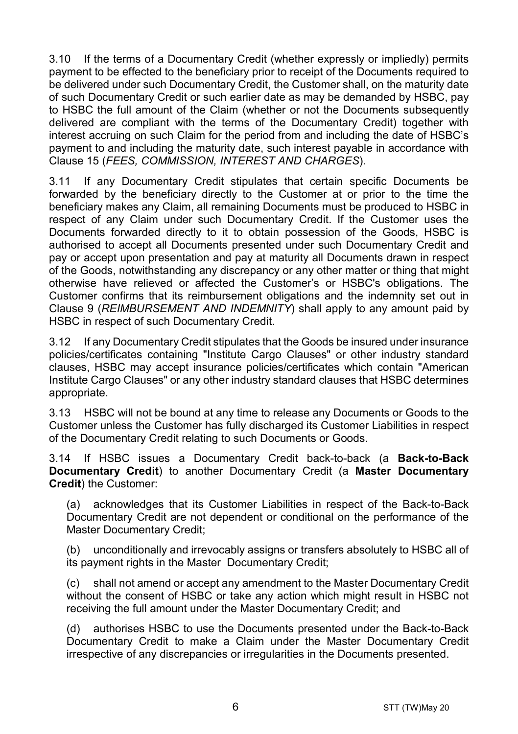3.10 If the terms of a Documentary Credit (whether expressly or impliedly) permits payment to be effected to the beneficiary prior to receipt of the Documents required to be delivered under such Documentary Credit, the Customer shall, on the maturity date of such Documentary Credit or such earlier date as may be demanded by HSBC, pay to HSBC the full amount of the Claim (whether or not the Documents subsequently delivered are compliant with the terms of the Documentary Credit) together with interest accruing on such Claim for the period from and including the date of HSBC's payment to and including the maturity date, such interest payable in accordance with Clause 15 (*FEES, COMMISSION, INTEREST AND CHARGES*).

3.11 If any Documentary Credit stipulates that certain specific Documents be forwarded by the beneficiary directly to the Customer at or prior to the time the beneficiary makes any Claim, all remaining Documents must be produced to HSBC in respect of any Claim under such Documentary Credit. If the Customer uses the Documents forwarded directly to it to obtain possession of the Goods, HSBC is authorised to accept all Documents presented under such Documentary Credit and pay or accept upon presentation and pay at maturity all Documents drawn in respect of the Goods, notwithstanding any discrepancy or any other matter or thing that might otherwise have relieved or affected the Customer's or HSBC's obligations. The Customer confirms that its reimbursement obligations and the indemnity set out in Clause 9 (*REIMBURSEMENT AND INDEMNITY*) shall apply to any amount paid by HSBC in respect of such Documentary Credit.

3.12 If any Documentary Credit stipulates that the Goods be insured under insurance policies/certificates containing "Institute Cargo Clauses" or other industry standard clauses, HSBC may accept insurance policies/certificates which contain "American Institute Cargo Clauses" or any other industry standard clauses that HSBC determines appropriate.

3.13 HSBC will not be bound at any time to release any Documents or Goods to the Customer unless the Customer has fully discharged its Customer Liabilities in respect of the Documentary Credit relating to such Documents or Goods.

3.14 If HSBC issues a Documentary Credit back-to-back (a **Back-to-Back Documentary Credit**) to another Documentary Credit (a **Master Documentary Credit**) the Customer:

(a) acknowledges that its Customer Liabilities in respect of the Back-to-Back Documentary Credit are not dependent or conditional on the performance of the Master Documentary Credit;

(b) unconditionally and irrevocably assigns or transfers absolutely to HSBC all of its payment rights in the Master Documentary Credit;

(c) shall not amend or accept any amendment to the Master Documentary Credit without the consent of HSBC or take any action which might result in HSBC not receiving the full amount under the Master Documentary Credit; and

(d) authorises HSBC to use the Documents presented under the Back-to-Back Documentary Credit to make a Claim under the Master Documentary Credit irrespective of any discrepancies or irregularities in the Documents presented.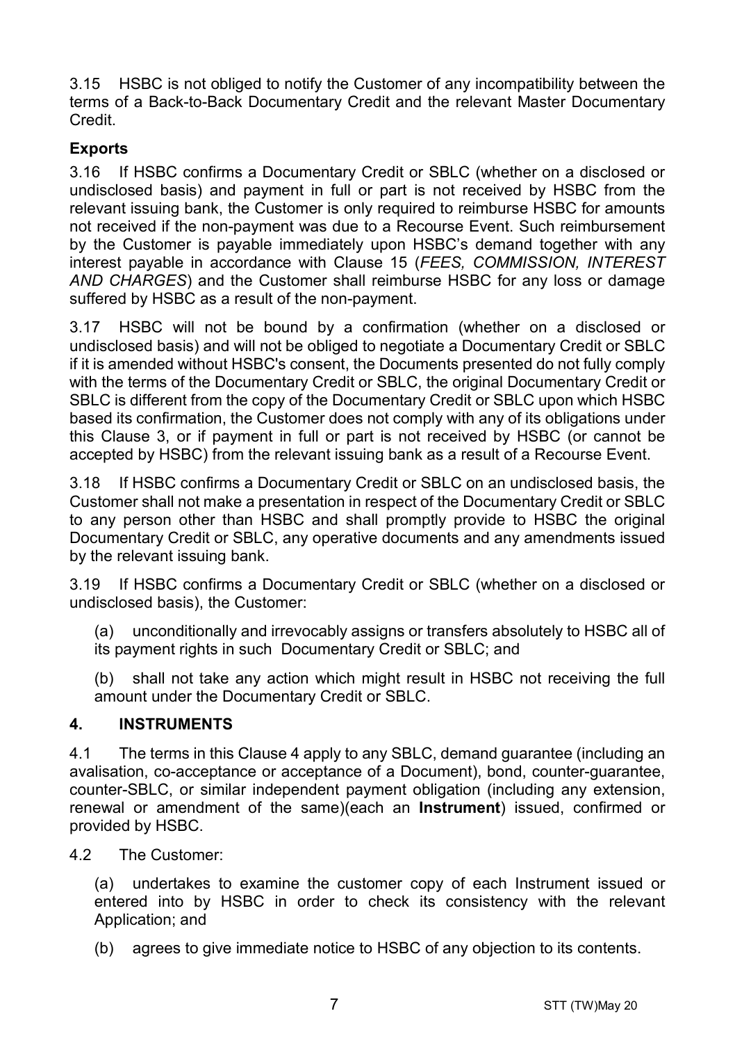3.15 HSBC is not obliged to notify the Customer of any incompatibility between the terms of a Back-to-Back Documentary Credit and the relevant Master Documentary Credit.

**Exports**

3.16 If HSBC confirms a Documentary Credit or SBLC (whether on a disclosed or undisclosed basis) and payment in full or part is not received by HSBC from the relevant issuing bank, the Customer is only required to reimburse HSBC for amounts not received if the non-payment was due to a Recourse Event. Such reimbursement by the Customer is payable immediately upon HSBC's demand together with any interest payable in accordance with Clause 15 (*FEES, COMMISSION, INTEREST AND CHARGES*) and the Customer shall reimburse HSBC for any loss or damage suffered by HSBC as a result of the non-payment.

3.17 HSBC will not be bound by a confirmation (whether on a disclosed or undisclosed basis) and will not be obliged to negotiate a Documentary Credit or SBLC if it is amended without HSBC's consent, the Documents presented do not fully comply with the terms of the Documentary Credit or SBLC, the original Documentary Credit or SBLC is different from the copy of the Documentary Credit or SBLC upon which HSBC based its confirmation, the Customer does not comply with any of its obligations under this Clause 3, or if payment in full or part is not received by HSBC (or cannot be accepted by HSBC) from the relevant issuing bank as a result of a Recourse Event.

3.18 If HSBC confirms a Documentary Credit or SBLC on an undisclosed basis, the Customer shall not make a presentation in respect of the Documentary Credit or SBLC to any person other than HSBC and shall promptly provide to HSBC the original Documentary Credit or SBLC, any operative documents and any amendments issued by the relevant issuing bank.

3.19 If HSBC confirms a Documentary Credit or SBLC (whether on a disclosed or undisclosed basis), the Customer:

(a) unconditionally and irrevocably assigns or transfers absolutely to HSBC all of its payment rights in such Documentary Credit or SBLC; and

(b) shall not take any action which might result in HSBC not receiving the full amount under the Documentary Credit or SBLC.

## 4. INSTRUMENTS

4.1 The terms in this Clause 4 apply to any SBLC, demand guarantee (including an avalisation, co-acceptance or acceptance of a Document), bond, counter-guarantee, counter-SBLC, or similar independent payment obligation (including any extension, renewal or amendment of the same)(each an **Instrument**) issued, confirmed or provided by HSBC.

4.2 The Customer:

(a) undertakes to examine the customer copy of each Instrument issued or entered into by HSBC in order to check its consistency with the relevant Application; and

(b) agrees to give immediate notice to HSBC of any objection to its contents.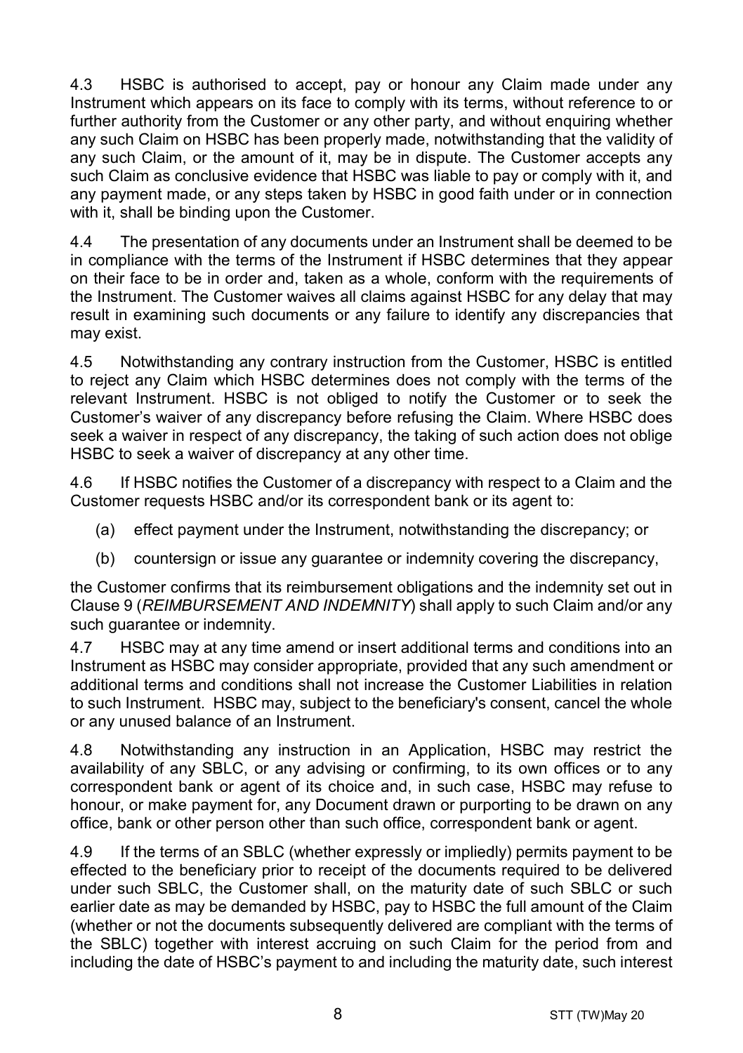4.3 HSBC is authorised to accept, pay or honour any Claim made under any Instrument which appears on its face to comply with its terms, without reference to or further authority from the Customer or any other party, and without enquiring whether any such Claim on HSBC has been properly made, notwithstanding that the validity of any such Claim, or the amount of it, may be in dispute. The Customer accepts any such Claim as conclusive evidence that HSBC was liable to pay or comply with it, and any payment made, or any steps taken by HSBC in good faith under or in connection with it, shall be binding upon the Customer.

4.4 The presentation of any documents under an Instrument shall be deemed to be in compliance with the terms of the Instrument if HSBC determines that they appear on their face to be in order and, taken as a whole, conform with the requirements of the Instrument. The Customer waives all claims against HSBC for any delay that may result in examining such documents or any failure to identify any discrepancies that may exist.

4.5 Notwithstanding any contrary instruction from the Customer, HSBC is entitled to reject any Claim which HSBC determines does not comply with the terms of the relevant Instrument. HSBC is not obliged to notify the Customer or to seek the Customer's waiver of any discrepancy before refusing the Claim. Where HSBC does seek a waiver in respect of any discrepancy, the taking of such action does not oblige HSBC to seek a waiver of discrepancy at any other time.

4.6 If HSBC notifies the Customer of a discrepancy with respect to a Claim and the Customer requests HSBC and/or its correspondent bank or its agent to:

(a) effect payment under the Instrument, notwithstanding the discrepancy; or

(b) countersign or issue any guarantee or indemnity covering the discrepancy,

the Customer confirms that its reimbursement obligations and the indemnity set out in Clause 9 (*REIMBURSEMENT AND INDEMNITY*) shall apply to such Claim and/or any such guarantee or indemnity.

4.7 HSBC may at any time amend or insert additional terms and conditions into an Instrument as HSBC may consider appropriate, provided that any such amendment or additional terms and conditions shall not increase the Customer Liabilities in relation to such Instrument. HSBC may, subject to the beneficiary's consent, cancel the whole or any unused balance of an Instrument.

4.8 Notwithstanding any instruction in an Application, HSBC may restrict the availability of any SBLC, or any advising or confirming, to its own offices or to any correspondent bank or agent of its choice and, in such case, HSBC may refuse to honour, or make payment for, any Document drawn or purporting to be drawn on any office, bank or other person other than such office, correspondent bank or agent.

4.9 If the terms of an SBLC (whether expressly or impliedly) permits payment to be effected to the beneficiary prior to receipt of the documents required to be delivered under such SBLC, the Customer shall, on the maturity date of such SBLC or such earlier date as may be demanded by HSBC, pay to HSBC the full amount of the Claim (whether or not the documents subsequently delivered are compliant with the terms of the SBLC) together with interest accruing on such Claim for the period from and including the date of HSBC's payment to and including the maturity date, such interest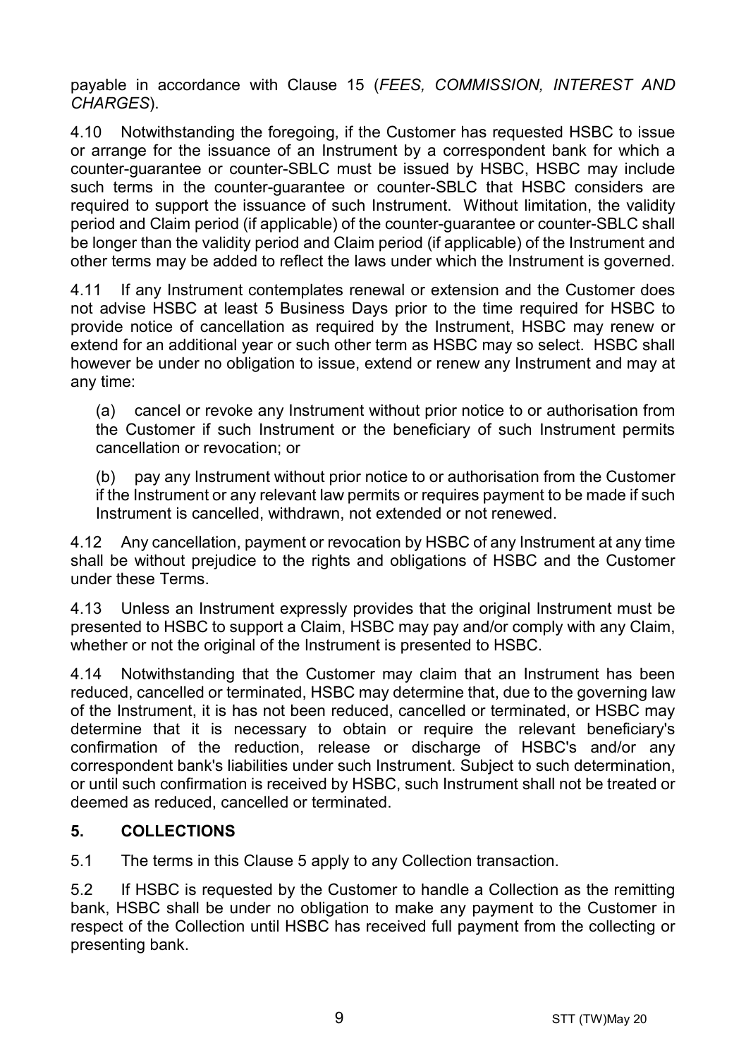payable in accordance with Clause 15 (*FEES, COMMISSION, INTEREST AND CHARGES*).

4.10 Notwithstanding the foregoing, if the Customer has requested HSBC to issue or arrange for the issuance of an Instrument by a correspondent bank for which a counter-guarantee or counter-SBLC must be issued by HSBC, HSBC may include such terms in the counter-guarantee or counter-SBLC that HSBC considers are required to support the issuance of such Instrument. Without limitation, the validity period and Claim period (if applicable) of the counter-guarantee or counter-SBLC shall be longer than the validity period and Claim period (if applicable) of the Instrument and other terms may be added to reflect the laws under which the Instrument is governed.

4.11 If any Instrument contemplates renewal or extension and the Customer does not advise HSBC at least 5 Business Days prior to the time required for HSBC to provide notice of cancellation as required by the Instrument, HSBC may renew or extend for an additional year or such other term as HSBC may so select. HSBC shall however be under no obligation to issue, extend or renew any Instrument and may at any time:

(a) cancel or revoke any Instrument without prior notice to or authorisation from the Customer if such Instrument or the beneficiary of such Instrument permits cancellation or revocation; or

(b) pay any Instrument without prior notice to or authorisation from the Customer if the Instrument or any relevant law permits or requires payment to be made if such Instrument is cancelled, withdrawn, not extended or not renewed.

4.12 Any cancellation, payment or revocation by HSBC of any Instrument at any time shall be without prejudice to the rights and obligations of HSBC and the Customer under these Terms.

4.13 Unless an Instrument expressly provides that the original Instrument must be presented to HSBC to support a Claim, HSBC may pay and/or comply with any Claim, whether or not the original of the Instrument is presented to HSBC.

4.14 Notwithstanding that the Customer may claim that an Instrument has been reduced, cancelled or terminated, HSBC may determine that, due to the governing law of the Instrument, it is has not been reduced, cancelled or terminated, or HSBC may determine that it is necessary to obtain or require the relevant beneficiary's confirmation of the reduction, release or discharge of HSBC's and/or any correspondent bank's liabilities under such Instrument. Subject to such determination, or until such confirmation is received by HSBC, such Instrument shall not be treated or deemed as reduced, cancelled or terminated.

## 5. COLLECTIONS

5.1 The terms in this Clause 5 apply to any Collection transaction.

5.2 If HSBC is requested by the Customer to handle a Collection as the remitting bank, HSBC shall be under no obligation to make any payment to the Customer in respect of the Collection until HSBC has received full payment from the collecting or presenting bank.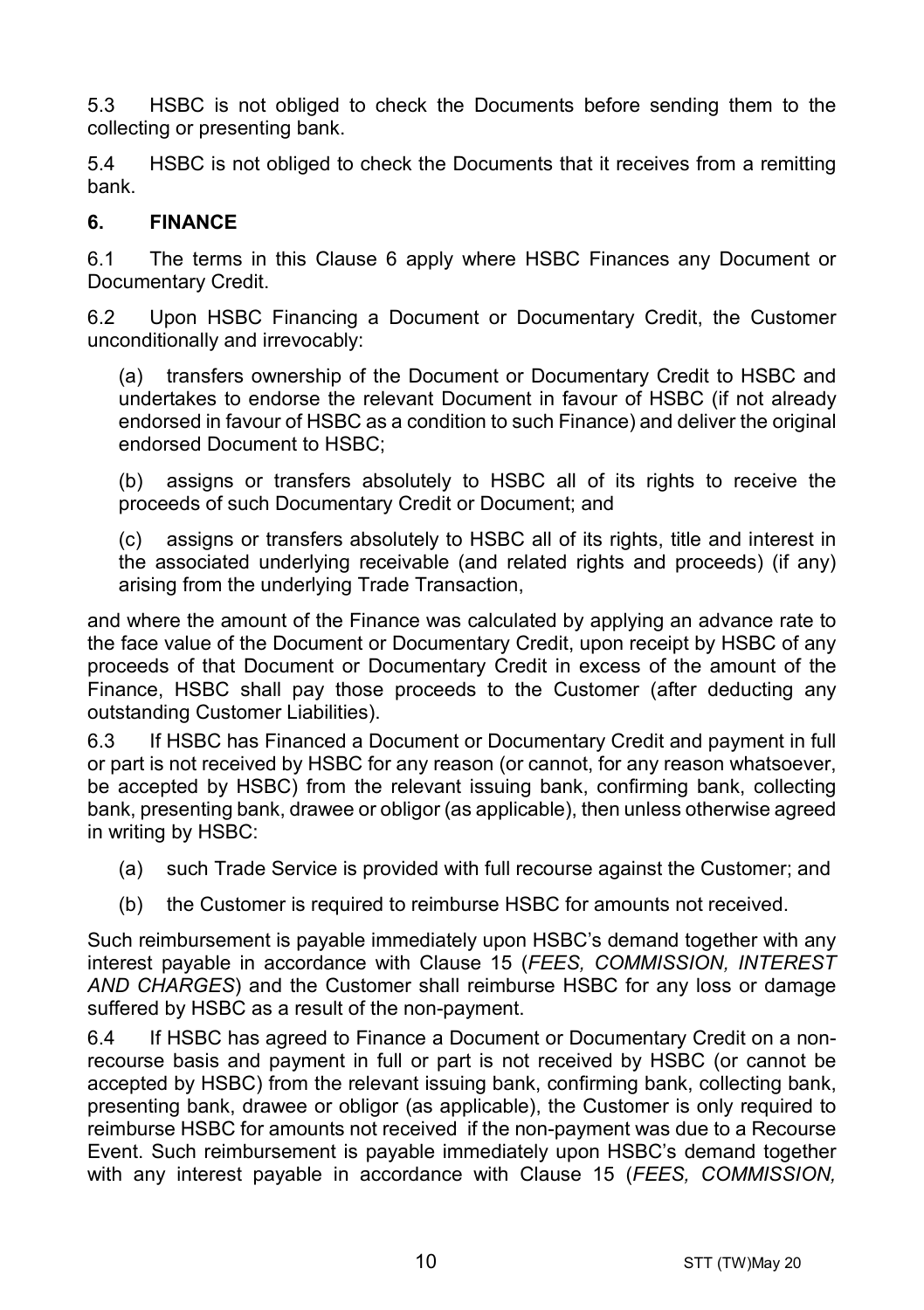5.3 HSBC is not obliged to check the Documents before sending them to the collecting or presenting bank.

5.4 HSBC is not obliged to check the Documents that it receives from a remitting bank.

## 6. FINANCE

6.1 The terms in this Clause 6 apply where HSBC Finances any Document or Documentary Credit.

6.2 Upon HSBC Financing a Document or Documentary Credit, the Customer unconditionally and irrevocably:

(a) transfers ownership of the Document or Documentary Credit to HSBC and undertakes to endorse the relevant Document in favour of HSBC (if not already endorsed in favour of HSBC as a condition to such Finance) and deliver the original endorsed Document to HSBC;

(b) assigns or transfers absolutely to HSBC all of its rights to receive the proceeds of such Documentary Credit or Document; and

(c) assigns or transfers absolutely to HSBC all of its rights, title and interest in the associated underlying receivable (and related rights and proceeds) (if any) arising from the underlying Trade Transaction,

and where the amount of the Finance was calculated by applying an advance rate to the face value of the Document or Documentary Credit, upon receipt by HSBC of any proceeds of that Document or Documentary Credit in excess of the amount of the Finance, HSBC shall pay those proceeds to the Customer (after deducting any outstanding Customer Liabilities).

6.3 If HSBC has Financed a Document or Documentary Credit and payment in full or part is not received by HSBC for any reason (or cannot, for any reason whatsoever, be accepted by HSBC) from the relevant issuing bank, confirming bank, collecting bank, presenting bank, drawee or obligor (as applicable), then unless otherwise agreed in writing by HSBC:

(a) such Trade Service is provided with full recourse against the Customer; and

(b) the Customer is required to reimburse HSBC for amounts not received.

Such reimbursement is payable immediately upon HSBC's demand together with any interest payable in accordance with Clause 15 (*FEES, COMMISSION, INTEREST AND CHARGES*) and the Customer shall reimburse HSBC for any loss or damage suffered by HSBC as a result of the non-payment.

6.4 If HSBC has agreed to Finance a Document or Documentary Credit on a non-recourse basis and payment in full or part is not received by HSBC (or cannot be accepted by HSBC) from the relevant issuing bank, confirming bank, collecting bank, presenting bank, drawee or obligor (as applicable), the Customer is only required to reimburse HSBC for amounts not received if the non-payment was due to a Recourse Event. Such reimbursement is payable immediately upon HSBC's demand together with any interest payable in accordance with Clause 15 (*FEES, COMMISSION,*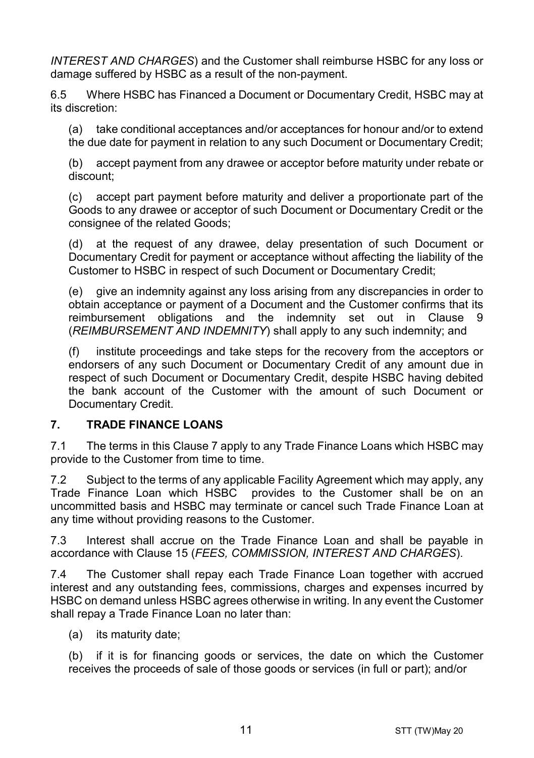*INTEREST AND CHARGES*) and the Customer shall reimburse HSBC for any loss or damage suffered by HSBC as a result of the non-payment.

6.5 Where HSBC has Financed a Document or Documentary Credit, HSBC may at its discretion:

(a) take conditional acceptances and/or acceptances for honour and/or to extend the due date for payment in relation to any such Document or Documentary Credit;

(b) accept payment from any drawee or acceptor before maturity under rebate or discount;

(c) accept part payment before maturity and deliver a proportionate part of the Goods to any drawee or acceptor of such Document or Documentary Credit or the consignee of the related Goods;

(d) at the request of any drawee, delay presentation of such Document or Documentary Credit for payment or acceptance without affecting the liability of the Customer to HSBC in respect of such Document or Documentary Credit;

(e) give an indemnity against any loss arising from any discrepancies in order to obtain acceptance or payment of a Document and the Customer confirms that its reimbursement obligations and the indemnity set out in Clause 9 (*REIMBURSEMENT AND INDEMNITY*) shall apply to any such indemnity; and

(f) institute proceedings and take steps for the recovery from the acceptors or endorsers of any such Document or Documentary Credit of any amount due in respect of such Document or Documentary Credit, despite HSBC having debited the bank account of the Customer with the amount of such Document or Documentary Credit.

## 7. TRADE FINANCE LOANS

7.1 The terms in this Clause 7 apply to any Trade Finance Loans which HSBC may provide to the Customer from time to time.

7.2 Subject to the terms of any applicable Facility Agreement which may apply, any Trade Finance Loan which HSBC provides to the Customer shall be on an uncommitted basis and HSBC may terminate or cancel such Trade Finance Loan at any time without providing reasons to the Customer.

7.3 Interest shall accrue on the Trade Finance Loan and shall be payable in accordance with Clause 15 (*FEES, COMMISSION, INTEREST AND CHARGES*).

7.4 The Customer shall repay each Trade Finance Loan together with accrued interest and any outstanding fees, commissions, charges and expenses incurred by HSBC on demand unless HSBC agrees otherwise in writing. In any event the Customer shall repay a Trade Finance Loan no later than:

(a) its maturity date;

(b) if it is for financing goods or services, the date on which the Customer receives the proceeds of sale of those goods or services (in full or part); and/or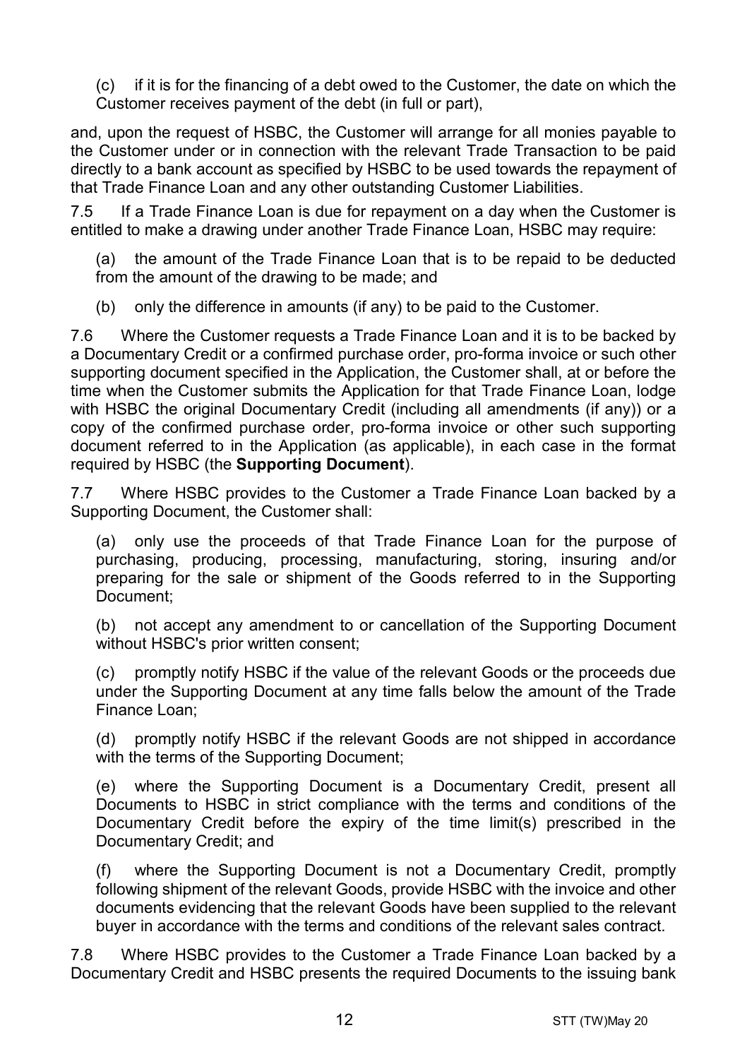(c) if it is for the financing of a debt owed to the Customer, the date on which the Customer receives payment of the debt (in full or part),

and, upon the request of HSBC, the Customer will arrange for all monies payable to the Customer under or in connection with the relevant Trade Transaction to be paid directly to a bank account as specified by HSBC to be used towards the repayment of that Trade Finance Loan and any other outstanding Customer Liabilities.

7.5 If a Trade Finance Loan is due for repayment on a day when the Customer is entitled to make a drawing under another Trade Finance Loan, HSBC may require:

(a) the amount of the Trade Finance Loan that is to be repaid to be deducted from the amount of the drawing to be made; and

(b) only the difference in amounts (if any) to be paid to the Customer.

7.6 Where the Customer requests a Trade Finance Loan and it is to be backed by a Documentary Credit or a confirmed purchase order, pro-forma invoice or such other supporting document specified in the Application, the Customer shall, at or before the time when the Customer submits the Application for that Trade Finance Loan, lodge with HSBC the original Documentary Credit (including all amendments (if any)) or a copy of the confirmed purchase order, pro-forma invoice or other such supporting document referred to in the Application (as applicable), in each case in the format required by HSBC (the **Supporting Document**).

7.7 Where HSBC provides to the Customer a Trade Finance Loan backed by a Supporting Document, the Customer shall:

(a) only use the proceeds of that Trade Finance Loan for the purpose of purchasing, producing, processing, manufacturing, storing, insuring and/or preparing for the sale or shipment of the Goods referred to in the Supporting Document;

(b) not accept any amendment to or cancellation of the Supporting Document without HSBC's prior written consent;

(c) promptly notify HSBC if the value of the relevant Goods or the proceeds due under the Supporting Document at any time falls below the amount of the Trade Finance Loan;

(d) promptly notify HSBC if the relevant Goods are not shipped in accordance with the terms of the Supporting Document;

(e) where the Supporting Document is a Documentary Credit, present all Documents to HSBC in strict compliance with the terms and conditions of the Documentary Credit before the expiry of the time limit(s) prescribed in the Documentary Credit; and

(f) where the Supporting Document is not a Documentary Credit, promptly following shipment of the relevant Goods, provide HSBC with the invoice and other documents evidencing that the relevant Goods have been supplied to the relevant buyer in accordance with the terms and conditions of the relevant sales contract.

7.8 Where HSBC provides to the Customer a Trade Finance Loan backed by a Documentary Credit and HSBC presents the required Documents to the issuing bank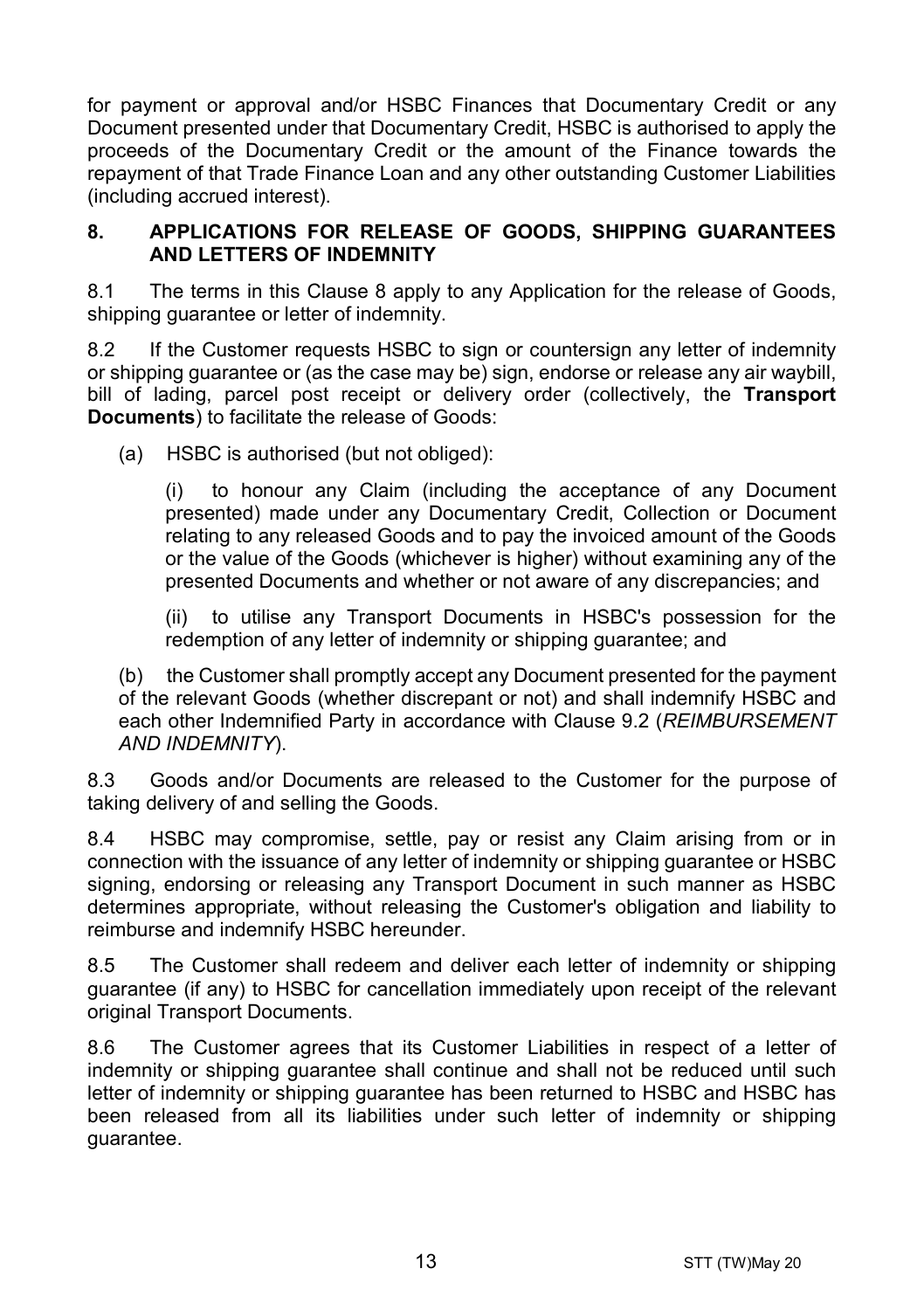for payment or approval and/or HSBC Finances that Documentary Credit or any Document presented under that Documentary Credit, HSBC is authorised to apply the proceeds of the Documentary Credit or the amount of the Finance towards the repayment of that Trade Finance Loan and any other outstanding Customer Liabilities (including accrued interest).

## 8. APPLICATIONS FOR RELEASE OF GOODS, SHIPPING GUARANTEES AND LETTERS OF INDEMNITY

8.1 The terms in this Clause 8 apply to any Application for the release of Goods, shipping guarantee or letter of indemnity.

8.2 If the Customer requests HSBC to sign or countersign any letter of indemnity or shipping guarantee or (as the case may be) sign, endorse or release any air waybill, bill of lading, parcel post receipt or delivery order (collectively, the **Transport Documents**) to facilitate the release of Goods:

(a) HSBC is authorised (but not obliged):

(i) to honour any Claim (including the acceptance of any Document presented) made under any Documentary Credit, Collection or Document relating to any released Goods and to pay the invoiced amount of the Goods or the value of the Goods (whichever is higher) without examining any of the presented Documents and whether or not aware of any discrepancies; and

(ii) to utilise any Transport Documents in HSBC's possession for the redemption of any letter of indemnity or shipping guarantee; and

(b) the Customer shall promptly accept any Document presented for the payment of the relevant Goods (whether discrepant or not) and shall indemnify HSBC and each other Indemnified Party in accordance with Clause 9.2 (*REIMBURSEMENT AND INDEMNITY*).

8.3 Goods and/or Documents are released to the Customer for the purpose of taking delivery of and selling the Goods.

8.4 HSBC may compromise, settle, pay or resist any Claim arising from or in connection with the issuance of any letter of indemnity or shipping guarantee or HSBC signing, endorsing or releasing any Transport Document in such manner as HSBC determines appropriate, without releasing the Customer's obligation and liability to reimburse and indemnify HSBC hereunder.

8.5 The Customer shall redeem and deliver each letter of indemnity or shipping guarantee (if any) to HSBC for cancellation immediately upon receipt of the relevant original Transport Documents.

8.6 The Customer agrees that its Customer Liabilities in respect of a letter of indemnity or shipping guarantee shall continue and shall not be reduced until such letter of indemnity or shipping guarantee has been returned to HSBC and HSBC has been released from all its liabilities under such letter of indemnity or shipping guarantee.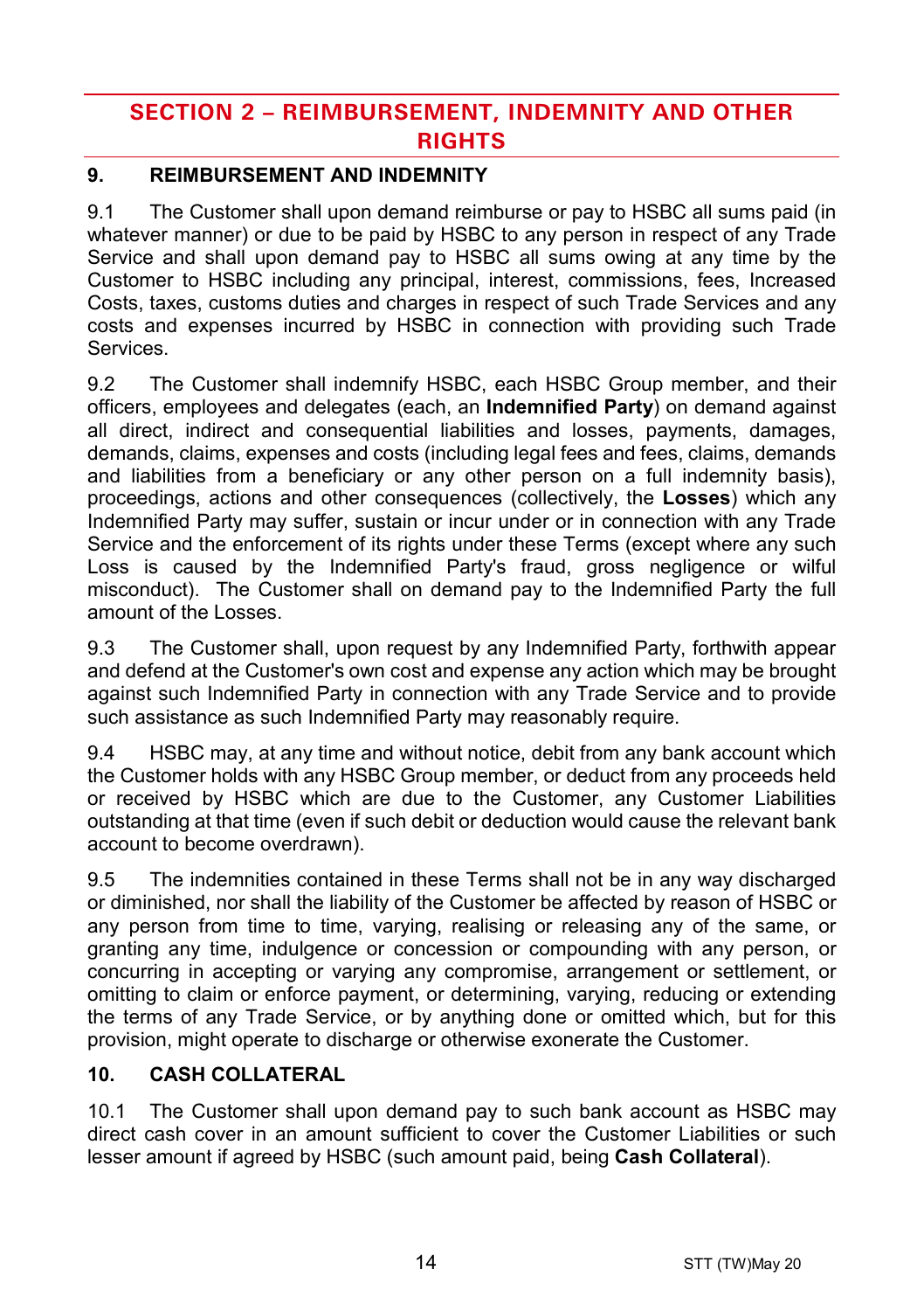# SECTION 2 – REIMBURSEMENT, INDEMNITY AND OTHER RIGHTS

## 9. REIMBURSEMENT AND INDEMNITY

9.1 The Customer shall upon demand reimburse or pay to HSBC all sums paid (in whatever manner) or due to be paid by HSBC to any person in respect of any Trade Service and shall upon demand pay to HSBC all sums owing at any time by the Customer to HSBC including any principal, interest, commissions, fees, Increased Costs, taxes, customs duties and charges in respect of such Trade Services and any costs and expenses incurred by HSBC in connection with providing such Trade Services.

9.2 The Customer shall indemnify HSBC, each HSBC Group member, and their officers, employees and delegates (each, an **Indemnified Party**) on demand against all direct, indirect and consequential liabilities and losses, payments, damages, demands, claims, expenses and costs (including legal fees and fees, claims, demands and liabilities from a beneficiary or any other person on a full indemnity basis), proceedings, actions and other consequences (collectively, the **Losses**) which any Indemnified Party may suffer, sustain or incur under or in connection with any Trade Service and the enforcement of its rights under these Terms (except where any such Loss is caused by the Indemnified Party's fraud, gross negligence or wilful misconduct). The Customer shall on demand pay to the Indemnified Party the full amount of the Losses.

9.3 The Customer shall, upon request by any Indemnified Party, forthwith appear and defend at the Customer's own cost and expense any action which may be brought against such Indemnified Party in connection with any Trade Service and to provide such assistance as such Indemnified Party may reasonably require.

9.4 HSBC may, at any time and without notice, debit from any bank account which the Customer holds with any HSBC Group member, or deduct from any proceeds held or received by HSBC which are due to the Customer, any Customer Liabilities outstanding at that time (even if such debit or deduction would cause the relevant bank account to become overdrawn).

9.5 The indemnities contained in these Terms shall not be in any way discharged or diminished, nor shall the liability of the Customer be affected by reason of HSBC or any person from time to time, varying, realising or releasing any of the same, or granting any time, indulgence or concession or compounding with any person, or concurring in accepting or varying any compromise, arrangement or settlement, or omitting to claim or enforce payment, or determining, varying, reducing or extending the terms of any Trade Service, or by anything done or omitted which, but for this provision, might operate to discharge or otherwise exonerate the Customer.

## 10. CASH COLLATERAL

10.1 The Customer shall upon demand pay to such bank account as HSBC may direct cash cover in an amount sufficient to cover the Customer Liabilities or such lesser amount if agreed by HSBC (such amount paid, being **Cash Collateral**).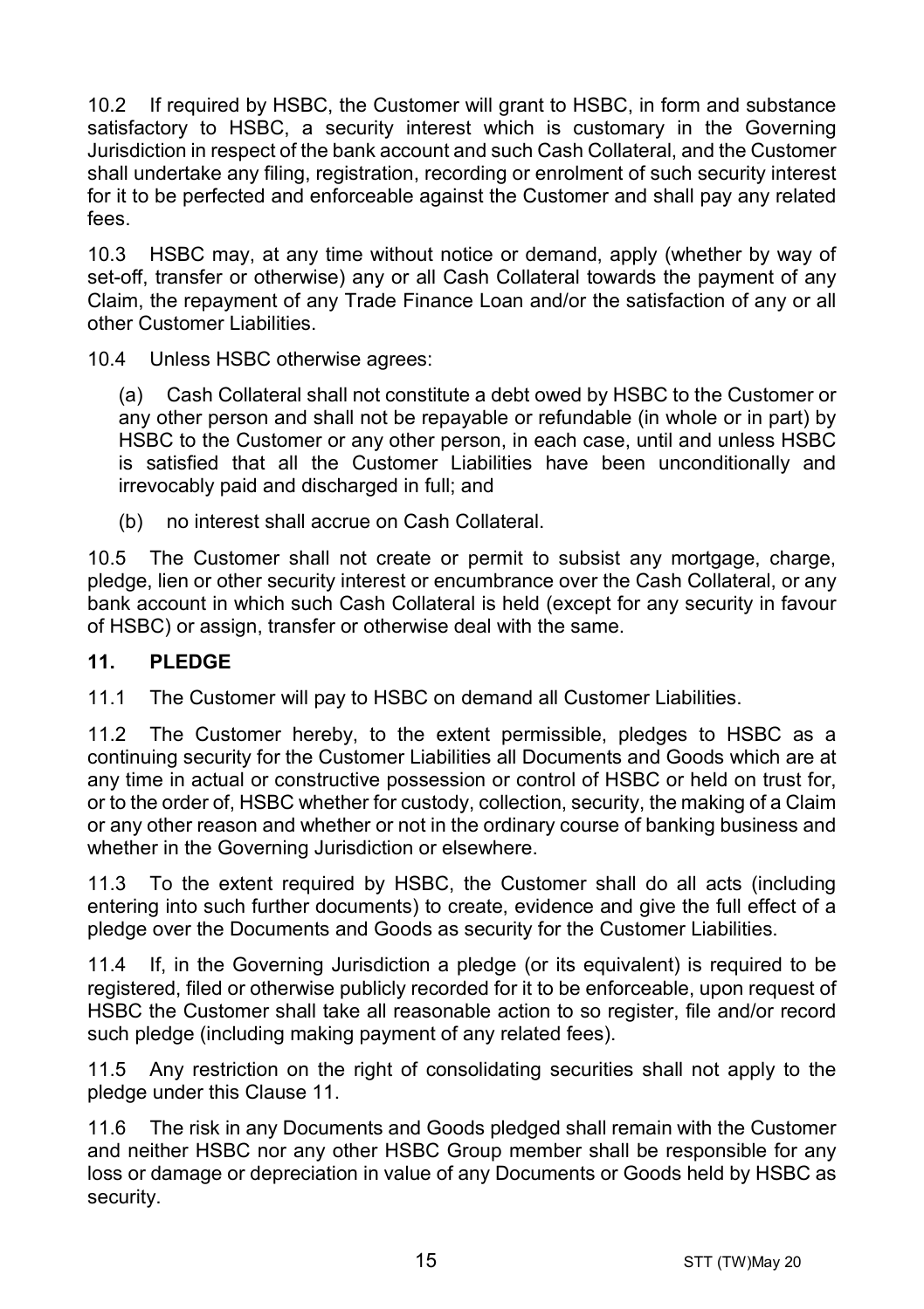10.2 If required by HSBC, the Customer will grant to HSBC, in form and substance satisfactory to HSBC, a security interest which is customary in the Governing Jurisdiction in respect of the bank account and such Cash Collateral, and the Customer shall undertake any filing, registration, recording or enrolment of such security interest for it to be perfected and enforceable against the Customer and shall pay any related fees.

10.3 HSBC may, at any time without notice or demand, apply (whether by way of set-off, transfer or otherwise) any or all Cash Collateral towards the payment of any Claim, the repayment of any Trade Finance Loan and/or the satisfaction of any or all other Customer Liabilities.

10.4 Unless HSBC otherwise agrees:

(a) Cash Collateral shall not constitute a debt owed by HSBC to the Customer or any other person and shall not be repayable or refundable (in whole or in part) by HSBC to the Customer or any other person, in each case, until and unless HSBC is satisfied that all the Customer Liabilities have been unconditionally and irrevocably paid and discharged in full; and

(b) no interest shall accrue on Cash Collateral.

10.5 The Customer shall not create or permit to subsist any mortgage, charge, pledge, lien or other security interest or encumbrance over the Cash Collateral, or any bank account in which such Cash Collateral is held (except for any security in favour of HSBC) or assign, transfer or otherwise deal with the same.

## 11. PLEDGE

11.1 The Customer will pay to HSBC on demand all Customer Liabilities.

11.2 The Customer hereby, to the extent permissible, pledges to HSBC as a continuing security for the Customer Liabilities all Documents and Goods which are at any time in actual or constructive possession or control of HSBC or held on trust for, or to the order of, HSBC whether for custody, collection, security, the making of a Claim or any other reason and whether or not in the ordinary course of banking business and whether in the Governing Jurisdiction or elsewhere.

11.3 To the extent required by HSBC, the Customer shall do all acts (including entering into such further documents) to create, evidence and give the full effect of a pledge over the Documents and Goods as security for the Customer Liabilities.

11.4 If, in the Governing Jurisdiction a pledge (or its equivalent) is required to be registered, filed or otherwise publicly recorded for it to be enforceable, upon request of HSBC the Customer shall take all reasonable action to so register, file and/or record such pledge (including making payment of any related fees).

11.5 Any restriction on the right of consolidating securities shall not apply to the pledge under this Clause 11.

11.6 The risk in any Documents and Goods pledged shall remain with the Customer and neither HSBC nor any other HSBC Group member shall be responsible for any loss or damage or depreciation in value of any Documents or Goods held by HSBC as security.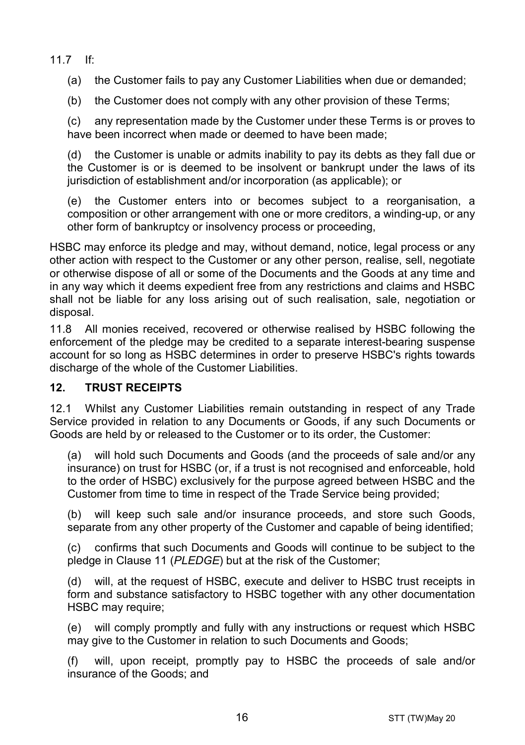11.7 If:

(a) the Customer fails to pay any Customer Liabilities when due or demanded;

(b) the Customer does not comply with any other provision of these Terms;

(c) any representation made by the Customer under these Terms is or proves to have been incorrect when made or deemed to have been made;

(d) the Customer is unable or admits inability to pay its debts as they fall due or the Customer is or is deemed to be insolvent or bankrupt under the laws of its jurisdiction of establishment and/or incorporation (as applicable); or

(e) the Customer enters into or becomes subject to a reorganisation, a composition or other arrangement with one or more creditors, a winding-up, or any other form of bankruptcy or insolvency process or proceeding,

HSBC may enforce its pledge and may, without demand, notice, legal process or any other action with respect to the Customer or any other person, realise, sell, negotiate or otherwise dispose of all or some of the Documents and the Goods at any time and in any way which it deems expedient free from any restrictions and claims and HSBC shall not be liable for any loss arising out of such realisation, sale, negotiation or disposal.

11.8 All monies received, recovered or otherwise realised by HSBC following the enforcement of the pledge may be credited to a separate interest-bearing suspense account for so long as HSBC determines in order to preserve HSBC's rights towards discharge of the whole of the Customer Liabilities.

## 12. TRUST RECEIPTS

12.1 Whilst any Customer Liabilities remain outstanding in respect of any Trade Service provided in relation to any Documents or Goods, if any such Documents or Goods are held by or released to the Customer or to its order, the Customer:

(a) will hold such Documents and Goods (and the proceeds of sale and/or any insurance) on trust for HSBC (or, if a trust is not recognised and enforceable, hold to the order of HSBC) exclusively for the purpose agreed between HSBC and the Customer from time to time in respect of the Trade Service being provided;

(b) will keep such sale and/or insurance proceeds, and store such Goods, separate from any other property of the Customer and capable of being identified;

(c) confirms that such Documents and Goods will continue to be subject to the pledge in Clause 11 (*PLEDGE*) but at the risk of the Customer;

(d) will, at the request of HSBC, execute and deliver to HSBC trust receipts in form and substance satisfactory to HSBC together with any other documentation HSBC may require;

(e) will comply promptly and fully with any instructions or request which HSBC may give to the Customer in relation to such Documents and Goods;

(f) will, upon receipt, promptly pay to HSBC the proceeds of sale and/or insurance of the Goods; and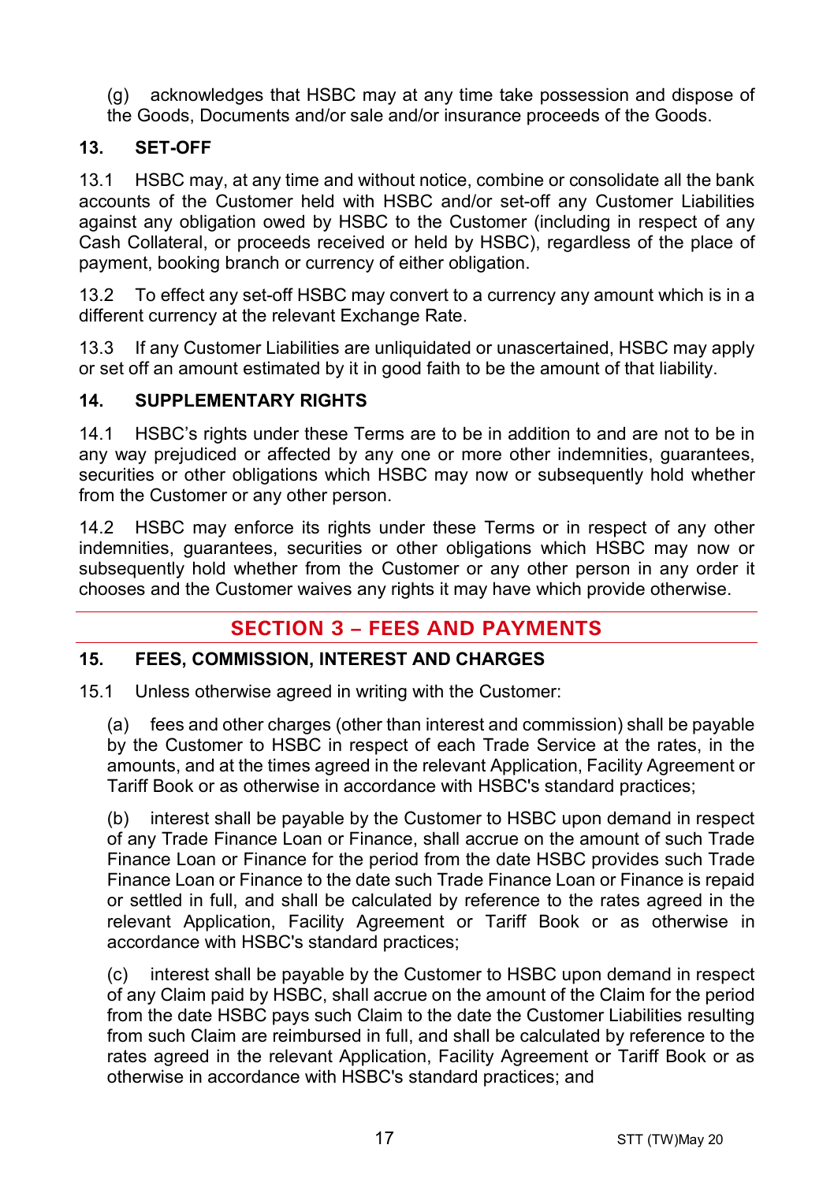(g) acknowledges that HSBC may at any time take possession and dispose of the Goods, Documents and/or sale and/or insurance proceeds of the Goods.

## 13. SET-OFF

13.1 HSBC may, at any time and without notice, combine or consolidate all the bank accounts of the Customer held with HSBC and/or set-off any Customer Liabilities against any obligation owed by HSBC to the Customer (including in respect of any Cash Collateral, or proceeds received or held by HSBC), regardless of the place of payment, booking branch or currency of either obligation.

13.2 To effect any set-off HSBC may convert to a currency any amount which is in a different currency at the relevant Exchange Rate.

13.3 If any Customer Liabilities are unliquidated or unascertained, HSBC may apply or set off an amount estimated by it in good faith to be the amount of that liability.

## 14. SUPPLEMENTARY RIGHTS

14.1 HSBC's rights under these Terms are to be in addition to and are not to be in any way prejudiced or affected by any one or more other indemnities, guarantees, securities or other obligations which HSBC may now or subsequently hold whether from the Customer or any other person.

14.2 HSBC may enforce its rights under these Terms or in respect of any other indemnities, guarantees, securities or other obligations which HSBC may now or subsequently hold whether from the Customer or any other person in any order it chooses and the Customer waives any rights it may have which provide otherwise.

# SECTION 3 – FEES AND PAYMENTS

## 15. FEES, COMMISSION, INTEREST AND CHARGES

15.1 Unless otherwise agreed in writing with the Customer:

(a) fees and other charges (other than interest and commission) shall be payable by the Customer to HSBC in respect of each Trade Service at the rates, in the amounts, and at the times agreed in the relevant Application, Facility Agreement or Tariff Book or as otherwise in accordance with HSBC's standard practices;

(b) interest shall be payable by the Customer to HSBC upon demand in respect of any Trade Finance Loan or Finance, shall accrue on the amount of such Trade Finance Loan or Finance for the period from the date HSBC provides such Trade Finance Loan or Finance to the date such Trade Finance Loan or Finance is repaid or settled in full, and shall be calculated by reference to the rates agreed in the relevant Application, Facility Agreement or Tariff Book or as otherwise in accordance with HSBC's standard practices;

(c) interest shall be payable by the Customer to HSBC upon demand in respect of any Claim paid by HSBC, shall accrue on the amount of the Claim for the period from the date HSBC pays such Claim to the date the Customer Liabilities resulting from such Claim are reimbursed in full, and shall be calculated by reference to the rates agreed in the relevant Application, Facility Agreement or Tariff Book or as otherwise in accordance with HSBC's standard practices; and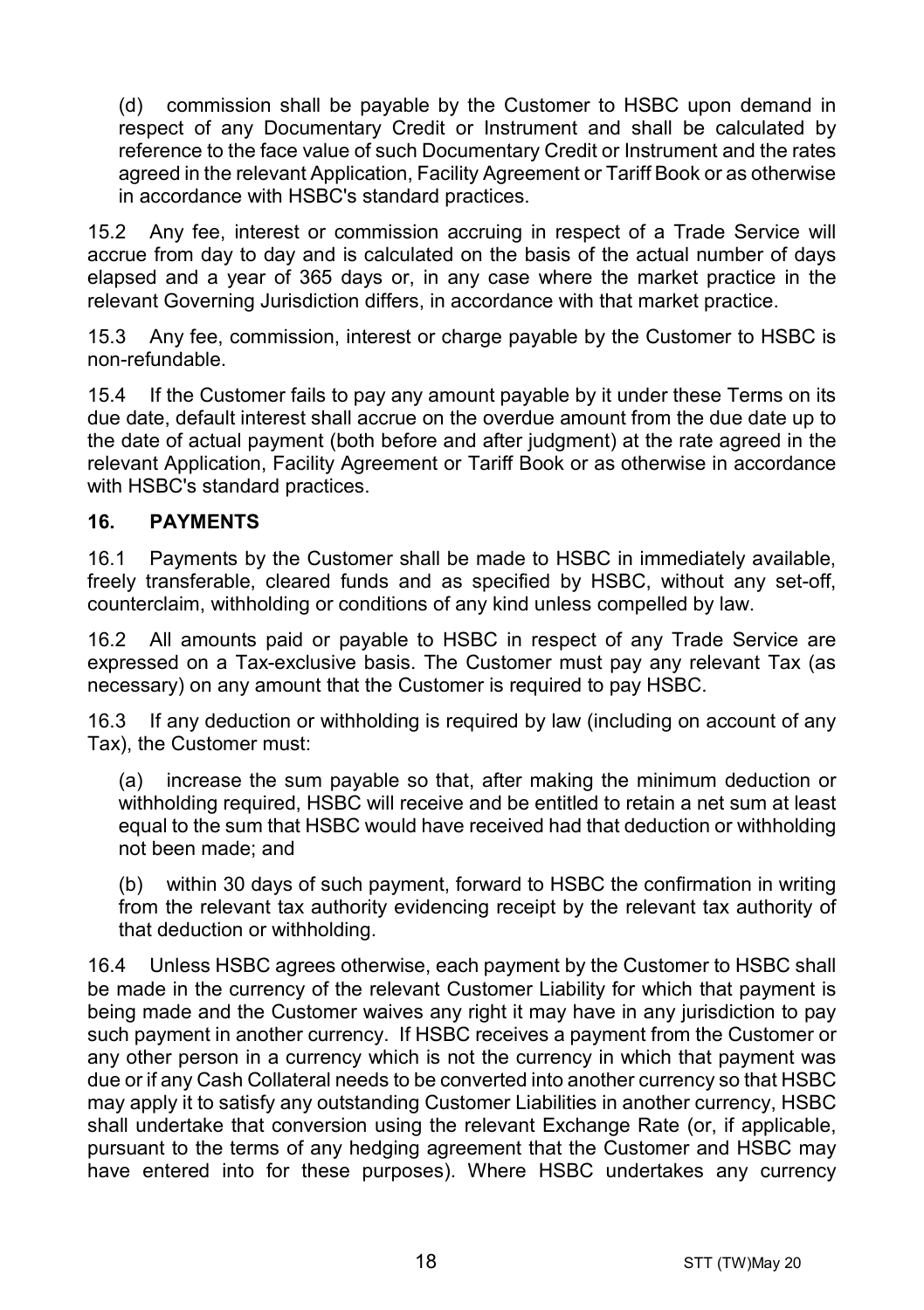(d) commission shall be payable by the Customer to HSBC upon demand in respect of any Documentary Credit or Instrument and shall be calculated by reference to the face value of such Documentary Credit or Instrument and the rates agreed in the relevant Application, Facility Agreement or Tariff Book or as otherwise in accordance with HSBC's standard practices.

15.2 Any fee, interest or commission accruing in respect of a Trade Service will accrue from day to day and is calculated on the basis of the actual number of days elapsed and a year of 365 days or, in any case where the market practice in the relevant Governing Jurisdiction differs, in accordance with that market practice.

15.3 Any fee, commission, interest or charge payable by the Customer to HSBC is non-refundable.

15.4 If the Customer fails to pay any amount payable by it under these Terms on its due date, default interest shall accrue on the overdue amount from the due date up to the date of actual payment (both before and after judgment) at the rate agreed in the relevant Application, Facility Agreement or Tariff Book or as otherwise in accordance with HSBC's standard practices.

## 16. PAYMENTS

16.1 Payments by the Customer shall be made to HSBC in immediately available, freely transferable, cleared funds and as specified by HSBC, without any set-off, counterclaim, withholding or conditions of any kind unless compelled by law.

16.2 All amounts paid or payable to HSBC in respect of any Trade Service are expressed on a Tax-exclusive basis. The Customer must pay any relevant Tax (as necessary) on any amount that the Customer is required to pay HSBC.

16.3 If any deduction or withholding is required by law (including on account of any Tax), the Customer must:

(a) increase the sum payable so that, after making the minimum deduction or withholding required, HSBC will receive and be entitled to retain a net sum at least equal to the sum that HSBC would have received had that deduction or withholding not been made; and

(b) within 30 days of such payment, forward to HSBC the confirmation in writing from the relevant tax authority evidencing receipt by the relevant tax authority of that deduction or withholding.

16.4 Unless HSBC agrees otherwise, each payment by the Customer to HSBC shall be made in the currency of the relevant Customer Liability for which that payment is being made and the Customer waives any right it may have in any jurisdiction to pay such payment in another currency. If HSBC receives a payment from the Customer or any other person in a currency which is not the currency in which that payment was due or if any Cash Collateral needs to be converted into another currency so that HSBC may apply it to satisfy any outstanding Customer Liabilities in another currency, HSBC shall undertake that conversion using the relevant Exchange Rate (or, if applicable, pursuant to the terms of any hedging agreement that the Customer and HSBC may have entered into for these purposes). Where HSBC undertakes any currency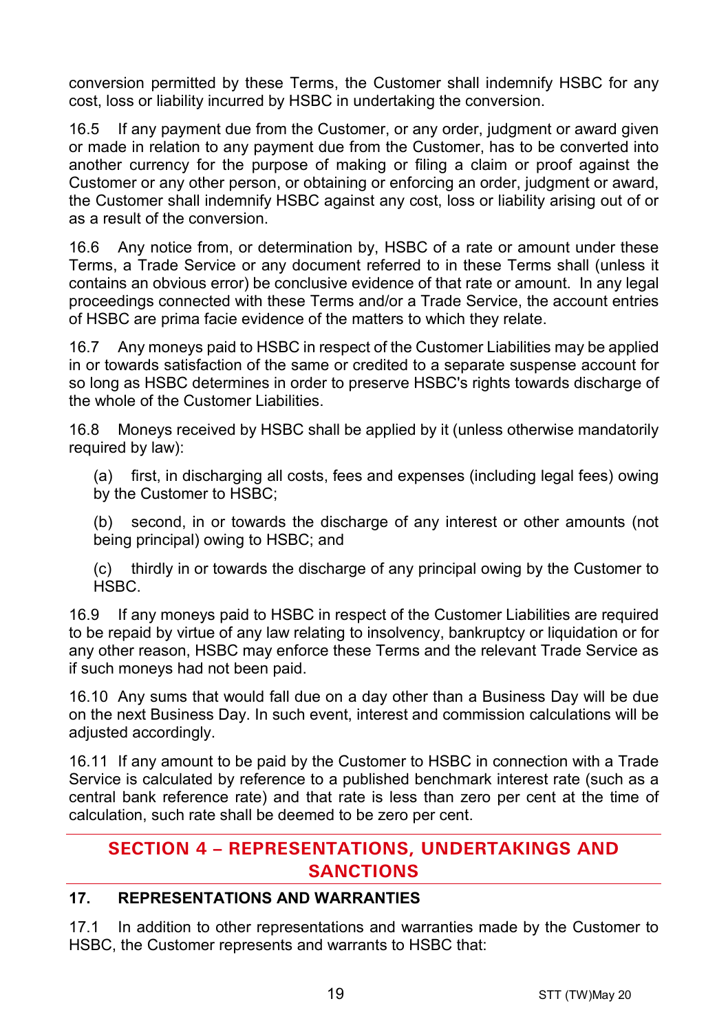conversion permitted by these Terms, the Customer shall indemnify HSBC for any cost, loss or liability incurred by HSBC in undertaking the conversion.

16.5 If any payment due from the Customer, or any order, judgment or award given or made in relation to any payment due from the Customer, has to be converted into another currency for the purpose of making or filing a claim or proof against the Customer or any other person, or obtaining or enforcing an order, judgment or award, the Customer shall indemnify HSBC against any cost, loss or liability arising out of or as a result of the conversion.

16.6 Any notice from, or determination by, HSBC of a rate or amount under these Terms, a Trade Service or any document referred to in these Terms shall (unless it contains an obvious error) be conclusive evidence of that rate or amount. In any legal proceedings connected with these Terms and/or a Trade Service, the account entries of HSBC are prima facie evidence of the matters to which they relate.

16.7 Any moneys paid to HSBC in respect of the Customer Liabilities may be applied in or towards satisfaction of the same or credited to a separate suspense account for so long as HSBC determines in order to preserve HSBC's rights towards discharge of the whole of the Customer Liabilities.

16.8 Moneys received by HSBC shall be applied by it (unless otherwise mandatorily required by law):

(a) first, in discharging all costs, fees and expenses (including legal fees) owing by the Customer to HSBC;

(b) second, in or towards the discharge of any interest or other amounts (not being principal) owing to HSBC; and

(c) thirdly in or towards the discharge of any principal owing by the Customer to HSBC.

16.9 If any moneys paid to HSBC in respect of the Customer Liabilities are required to be repaid by virtue of any law relating to insolvency, bankruptcy or liquidation or for any other reason, HSBC may enforce these Terms and the relevant Trade Service as if such moneys had not been paid.

16.10 Any sums that would fall due on a day other than a Business Day will be due on the next Business Day. In such event, interest and commission calculations will be adjusted accordingly.

16.11 If any amount to be paid by the Customer to HSBC in connection with a Trade Service is calculated by reference to a published benchmark interest rate (such as a central bank reference rate) and that rate is less than zero per cent at the time of calculation, such rate shall be deemed to be zero per cent.

## SECTION 4 – REPRESENTATIONS, UNDERTAKINGS AND SANCTIONS

### 17. REPRESENTATIONS AND WARRANTIES

17.1 In addition to other representations and warranties made by the Customer to HSBC, the Customer represents and warrants to HSBC that: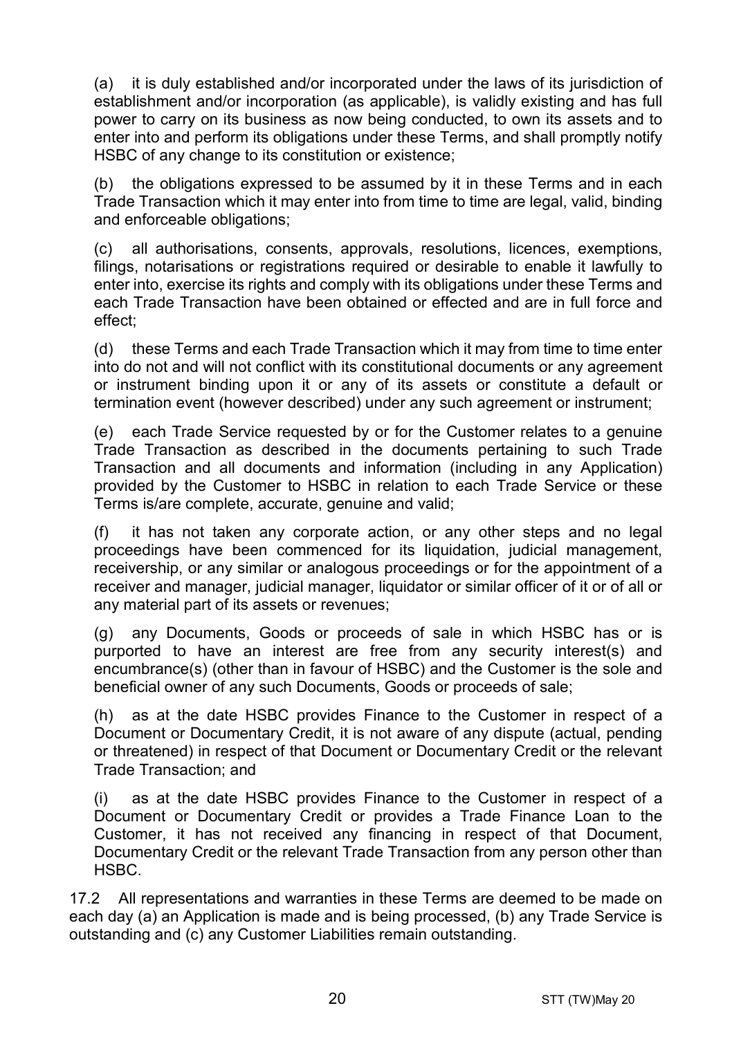(a) it is duly established and/or incorporated under the laws of its jurisdiction of establishment and/or incorporation (as applicable), is validly existing and has full power to carry on its business as now being conducted, to own its assets and to enter into and perform its obligations under these Terms, and shall promptly notify HSBC of any change to its constitution or existence;

(b) the obligations expressed to be assumed by it in these Terms and in each Trade Transaction which it may enter into from time to time are legal, valid, binding and enforceable obligations;

(c) all authorisations, consents, approvals, resolutions, licences, exemptions, filings, notarisations or registrations required or desirable to enable it lawfully to enter into, exercise its rights and comply with its obligations under these Terms and each Trade Transaction have been obtained or effected and are in full force and effect;

(d) these Terms and each Trade Transaction which it may from time to time enter into do not and will not conflict with its constitutional documents or any agreement or instrument binding upon it or any of its assets or constitute a default or termination event (however described) under any such agreement or instrument;

(e) each Trade Service requested by or for the Customer relates to a genuine Trade Transaction as described in the documents pertaining to such Trade Transaction and all documents and information (including in any Application) provided by the Customer to HSBC in relation to each Trade Service or these Terms is/are complete, accurate, genuine and valid;

(f) it has not taken any corporate action, or any other steps and no legal proceedings have been commenced for its liquidation, judicial management, receivership, or any similar or analogous proceedings or for the appointment of a receiver and manager, judicial manager, liquidator or similar officer of it or of all or any material part of its assets or revenues;

(g) any Documents, Goods or proceeds of sale in which HSBC has or is purported to have an interest are free from any security interest(s) and encumbrance(s) (other than in favour of HSBC) and the Customer is the sole and beneficial owner of any such Documents, Goods or proceeds of sale;

(h) as at the date HSBC provides Finance to the Customer in respect of a Document or Documentary Credit, it is not aware of any dispute (actual, pending or threatened) in respect of that Document or Documentary Credit or the relevant Trade Transaction; and

(i) as at the date HSBC provides Finance to the Customer in respect of a Document or Documentary Credit or provides a Trade Finance Loan to the Customer, it has not received any financing in respect of that Document, Documentary Credit or the relevant Trade Transaction from any person other than HSBC.

17.2 All representations and warranties in these Terms are deemed to be made on each day (a) an Application is made and is being processed, (b) any Trade Service is outstanding and (c) any Customer Liabilities remain outstanding.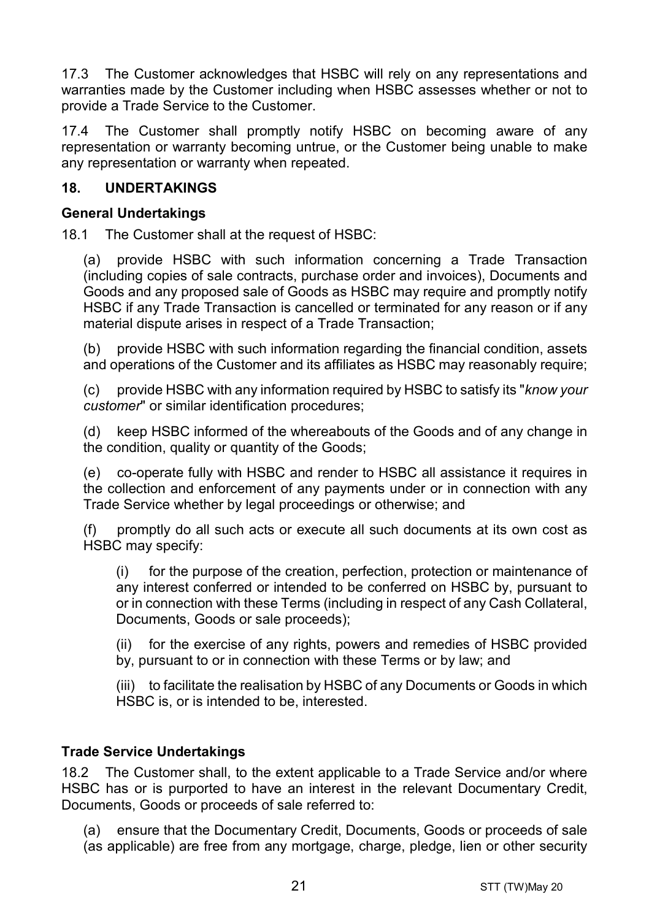17.3 The Customer acknowledges that HSBC will rely on any representations and warranties made by the Customer including when HSBC assesses whether or not to provide a Trade Service to the Customer.

17.4 The Customer shall promptly notify HSBC on becoming aware of any representation or warranty becoming untrue, or the Customer being unable to make any representation or warranty when repeated.

## 18. UNDERTAKINGS

### General Undertakings

18.1 The Customer shall at the request of HSBC:

(a) provide HSBC with such information concerning a Trade Transaction (including copies of sale contracts, purchase order and invoices), Documents and Goods and any proposed sale of Goods as HSBC may require and promptly notify HSBC if any Trade Transaction is cancelled or terminated for any reason or if any material dispute arises in respect of a Trade Transaction;

(b) provide HSBC with such information regarding the financial condition, assets and operations of the Customer and its affiliates as HSBC may reasonably require;

(c) provide HSBC with any information required by HSBC to satisfy its "*know your customer*" or similar identification procedures;

(d) keep HSBC informed of the whereabouts of the Goods and of any change in the condition, quality or quantity of the Goods;

(e) co-operate fully with HSBC and render to HSBC all assistance it requires in the collection and enforcement of any payments under or in connection with any Trade Service whether by legal proceedings or otherwise; and

(f) promptly do all such acts or execute all such documents at its own cost as HSBC may specify:

(i) for the purpose of the creation, perfection, protection or maintenance of any interest conferred or intended to be conferred on HSBC by, pursuant to or in connection with these Terms (including in respect of any Cash Collateral, Documents, Goods or sale proceeds);

(ii) for the exercise of any rights, powers and remedies of HSBC provided by, pursuant to or in connection with these Terms or by law; and

(iii) to facilitate the realisation by HSBC of any Documents or Goods in which HSBC is, or is intended to be, interested.

### Trade Service Undertakings

18.2 The Customer shall, to the extent applicable to a Trade Service and/or where HSBC has or is purported to have an interest in the relevant Documentary Credit, Documents, Goods or proceeds of sale referred to:

(a) ensure that the Documentary Credit, Documents, Goods or proceeds of sale (as applicable) are free from any mortgage, charge, pledge, lien or other security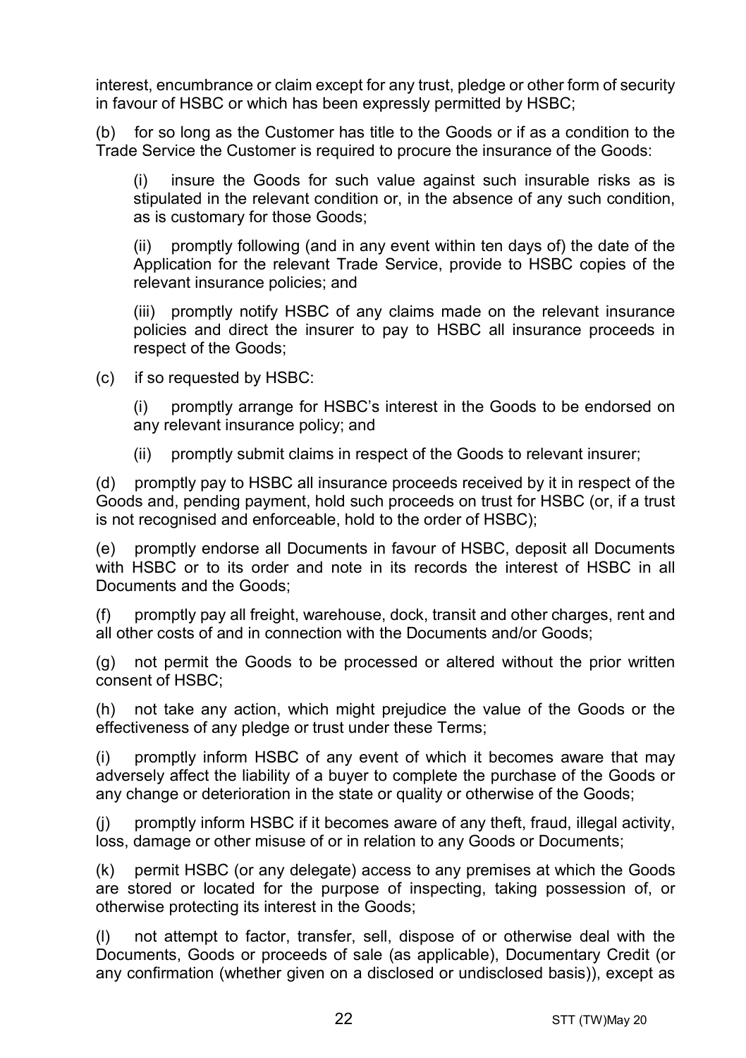interest, encumbrance or claim except for any trust, pledge or other form of security in favour of HSBC or which has been expressly permitted by HSBC;

(b) for so long as the Customer has title to the Goods or if as a condition to the Trade Service the Customer is required to procure the insurance of the Goods:

(i) insure the Goods for such value against such insurable risks as is stipulated in the relevant condition or, in the absence of any such condition, as is customary for those Goods;

(ii) promptly following (and in any event within ten days of) the date of the Application for the relevant Trade Service, provide to HSBC copies of the relevant insurance policies; and

(iii) promptly notify HSBC of any claims made on the relevant insurance policies and direct the insurer to pay to HSBC all insurance proceeds in respect of the Goods;

(c) if so requested by HSBC:

(i) promptly arrange for HSBC's interest in the Goods to be endorsed on any relevant insurance policy; and

(ii) promptly submit claims in respect of the Goods to relevant insurer;

(d) promptly pay to HSBC all insurance proceeds received by it in respect of the Goods and, pending payment, hold such proceeds on trust for HSBC (or, if a trust is not recognised and enforceable, hold to the order of HSBC);

(e) promptly endorse all Documents in favour of HSBC, deposit all Documents with HSBC or to its order and note in its records the interest of HSBC in all Documents and the Goods;

(f) promptly pay all freight, warehouse, dock, transit and other charges, rent and all other costs of and in connection with the Documents and/or Goods;

(g) not permit the Goods to be processed or altered without the prior written consent of HSBC;

(h) not take any action, which might prejudice the value of the Goods or the effectiveness of any pledge or trust under these Terms;

(i) promptly inform HSBC of any event of which it becomes aware that may adversely affect the liability of a buyer to complete the purchase of the Goods or any change or deterioration in the state or quality or otherwise of the Goods;

(j) promptly inform HSBC if it becomes aware of any theft, fraud, illegal activity, loss, damage or other misuse of or in relation to any Goods or Documents;

(k) permit HSBC (or any delegate) access to any premises at which the Goods are stored or located for the purpose of inspecting, taking possession of, or otherwise protecting its interest in the Goods;

(l) not attempt to factor, transfer, sell, dispose of or otherwise deal with the Documents, Goods or proceeds of sale (as applicable), Documentary Credit (or any confirmation (whether given on a disclosed or undisclosed basis)), except as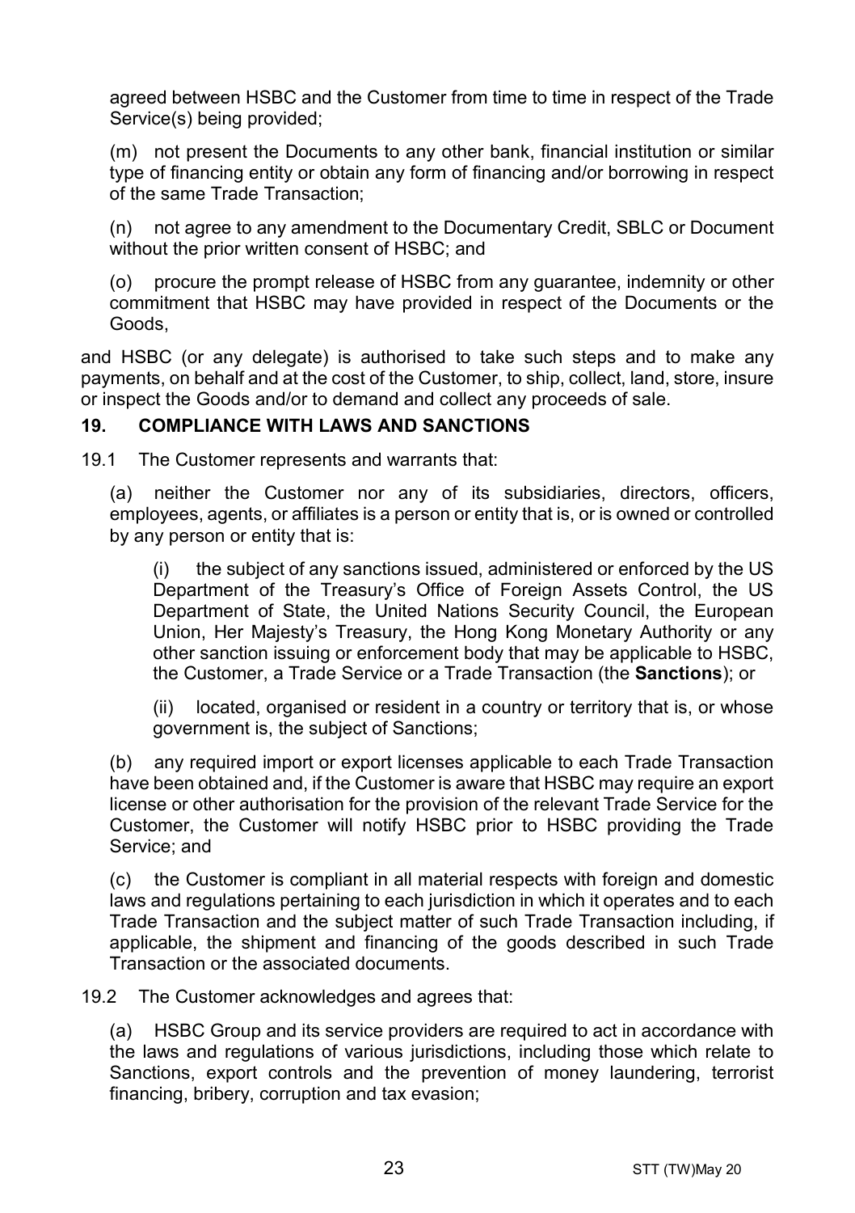agreed between HSBC and the Customer from time to time in respect of the Trade Service(s) being provided;

(m) not present the Documents to any other bank, financial institution or similar type of financing entity or obtain any form of financing and/or borrowing in respect of the same Trade Transaction;

(n) not agree to any amendment to the Documentary Credit, SBLC or Document without the prior written consent of HSBC; and

(o) procure the prompt release of HSBC from any guarantee, indemnity or other commitment that HSBC may have provided in respect of the Documents or the Goods,

and HSBC (or any delegate) is authorised to take such steps and to make any payments, on behalf and at the cost of the Customer, to ship, collect, land, store, insure or inspect the Goods and/or to demand and collect any proceeds of sale.

## 19. COMPLIANCE WITH LAWS AND SANCTIONS

19.1 The Customer represents and warrants that:

(a) neither the Customer nor any of its subsidiaries, directors, officers, employees, agents, or affiliates is a person or entity that is, or is owned or controlled by any person or entity that is:

(i) the subject of any sanctions issued, administered or enforced by the US Department of the Treasury's Office of Foreign Assets Control, the US Department of State, the United Nations Security Council, the European Union, Her Majesty's Treasury, the Hong Kong Monetary Authority or any other sanction issuing or enforcement body that may be applicable to HSBC, the Customer, a Trade Service or a Trade Transaction (the **Sanctions**); or

(ii) located, organised or resident in a country or territory that is, or whose government is, the subject of Sanctions;

(b) any required import or export licenses applicable to each Trade Transaction have been obtained and, if the Customer is aware that HSBC may require an export license or other authorisation for the provision of the relevant Trade Service for the Customer, the Customer will notify HSBC prior to HSBC providing the Trade Service; and

(c) the Customer is compliant in all material respects with foreign and domestic laws and regulations pertaining to each jurisdiction in which it operates and to each Trade Transaction and the subject matter of such Trade Transaction including, if applicable, the shipment and financing of the goods described in such Trade Transaction or the associated documents.

19.2 The Customer acknowledges and agrees that:

(a) HSBC Group and its service providers are required to act in accordance with the laws and regulations of various jurisdictions, including those which relate to Sanctions, export controls and the prevention of money laundering, terrorist financing, bribery, corruption and tax evasion;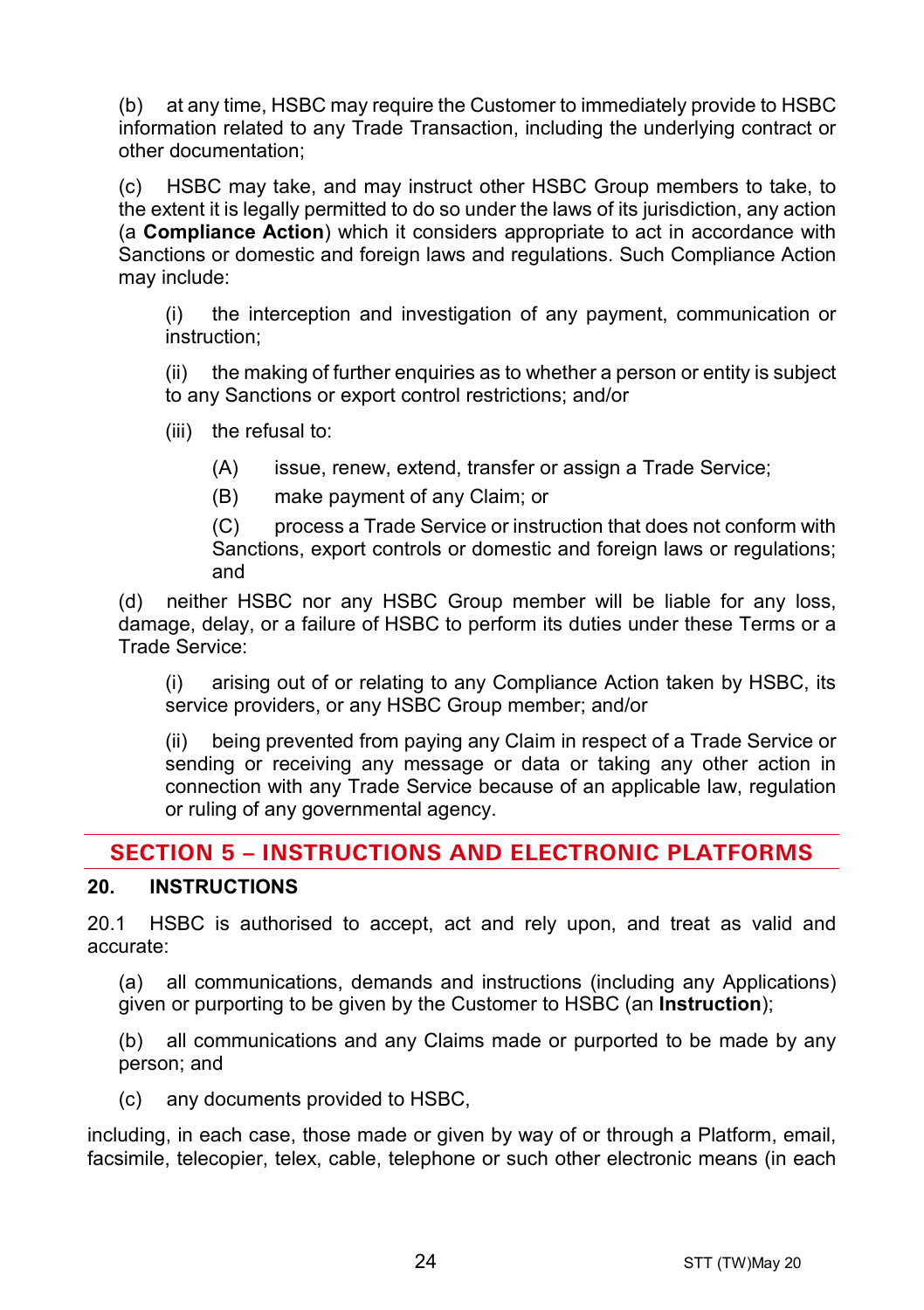(b) at any time, HSBC may require the Customer to immediately provide to HSBC information related to any Trade Transaction, including the underlying contract or other documentation;

(c) HSBC may take, and may instruct other HSBC Group members to take, to the extent it is legally permitted to do so under the laws of its jurisdiction, any action (a **Compliance Action**) which it considers appropriate to act in accordance with Sanctions or domestic and foreign laws and regulations. Such Compliance Action may include:

> (i) the interception and investigation of any payment, communication or instruction;
>
> (ii) the making of further enquiries as to whether a person or entity is subject to any Sanctions or export control restrictions; and/or
>
> (iii) the refusal to:
>
> > (A) issue, renew, extend, transfer or assign a Trade Service;
> >
> > (B) make payment of any Claim; or
> >
> > (C) process a Trade Service or instruction that does not conform with Sanctions, export controls or domestic and foreign laws or regulations; and

(d) neither HSBC nor any HSBC Group member will be liable for any loss, damage, delay, or a failure of HSBC to perform its duties under these Terms or a Trade Service:

> (i) arising out of or relating to any Compliance Action taken by HSBC, its service providers, or any HSBC Group member; and/or
>
> (ii) being prevented from paying any Claim in respect of a Trade Service or sending or receiving any message or data or taking any other action in connection with any Trade Service because of an applicable law, regulation or ruling of any governmental agency.

## SECTION 5 – INSTRUCTIONS AND ELECTRONIC PLATFORMS

### 20. INSTRUCTIONS

20.1 HSBC is authorised to accept, act and rely upon, and treat as valid and accurate:

(a) all communications, demands and instructions (including any Applications) given or purporting to be given by the Customer to HSBC (an **Instruction**);

(b) all communications and any Claims made or purported to be made by any person; and

(c) any documents provided to HSBC,

including, in each case, those made or given by way of or through a Platform, email, facsimile, telecopier, telex, cable, telephone or such other electronic means (in each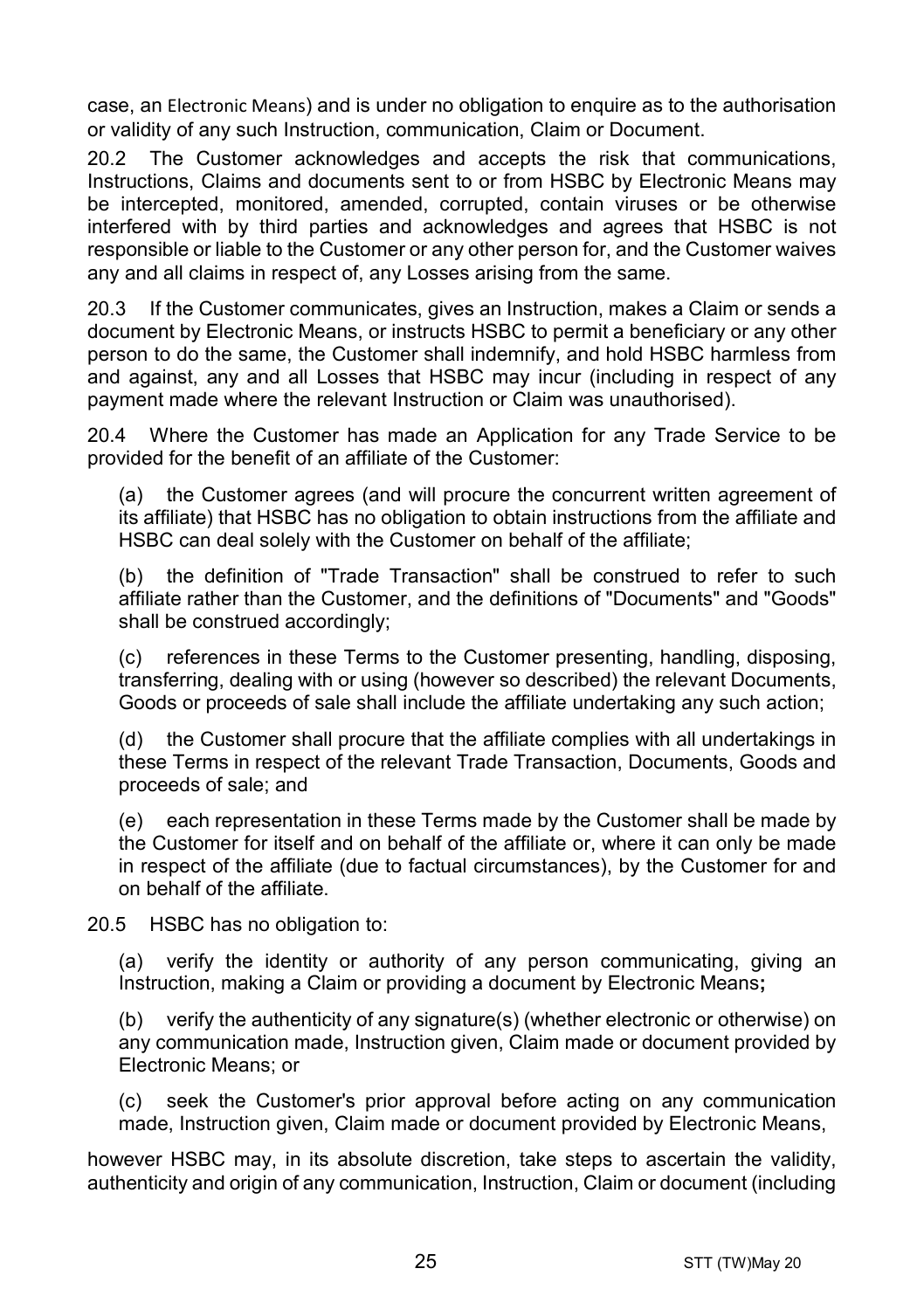case, an Electronic Means) and is under no obligation to enquire as to the authorisation or validity of any such Instruction, communication, Claim or Document.

20.2 The Customer acknowledges and accepts the risk that communications, Instructions, Claims and documents sent to or from HSBC by Electronic Means may be intercepted, monitored, amended, corrupted, contain viruses or be otherwise interfered with by third parties and acknowledges and agrees that HSBC is not responsible or liable to the Customer or any other person for, and the Customer waives any and all claims in respect of, any Losses arising from the same.

20.3 If the Customer communicates, gives an Instruction, makes a Claim or sends a document by Electronic Means, or instructs HSBC to permit a beneficiary or any other person to do the same, the Customer shall indemnify, and hold HSBC harmless from and against, any and all Losses that HSBC may incur (including in respect of any payment made where the relevant Instruction or Claim was unauthorised).

20.4 Where the Customer has made an Application for any Trade Service to be provided for the benefit of an affiliate of the Customer:

(a) the Customer agrees (and will procure the concurrent written agreement of its affiliate) that HSBC has no obligation to obtain instructions from the affiliate and HSBC can deal solely with the Customer on behalf of the affiliate;

(b) the definition of "Trade Transaction" shall be construed to refer to such affiliate rather than the Customer, and the definitions of "Documents" and "Goods" shall be construed accordingly;

(c) references in these Terms to the Customer presenting, handling, disposing, transferring, dealing with or using (however so described) the relevant Documents, Goods or proceeds of sale shall include the affiliate undertaking any such action;

(d) the Customer shall procure that the affiliate complies with all undertakings in these Terms in respect of the relevant Trade Transaction, Documents, Goods and proceeds of sale; and

(e) each representation in these Terms made by the Customer shall be made by the Customer for itself and on behalf of the affiliate or, where it can only be made in respect of the affiliate (due to factual circumstances), by the Customer for and on behalf of the affiliate.

20.5 HSBC has no obligation to:

(a) verify the identity or authority of any person communicating, giving an Instruction, making a Claim or providing a document by Electronic Means**;**

(b) verify the authenticity of any signature(s) (whether electronic or otherwise) on any communication made, Instruction given, Claim made or document provided by Electronic Means; or

(c) seek the Customer's prior approval before acting on any communication made, Instruction given, Claim made or document provided by Electronic Means,

however HSBC may, in its absolute discretion, take steps to ascertain the validity, authenticity and origin of any communication, Instruction, Claim or document (including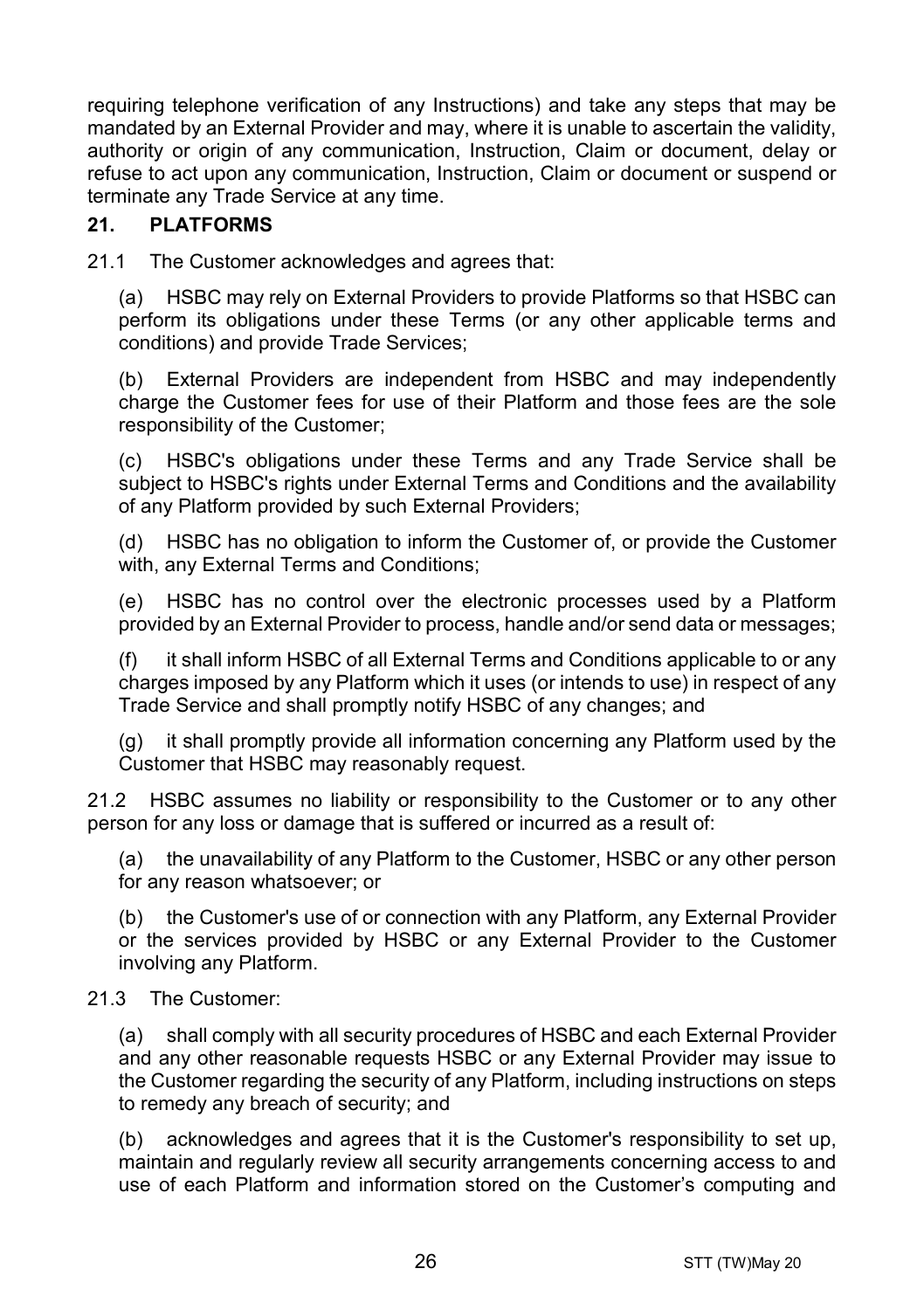requiring telephone verification of any Instructions) and take any steps that may be mandated by an External Provider and may, where it is unable to ascertain the validity, authority or origin of any communication, Instruction, Claim or document, delay or refuse to act upon any communication, Instruction, Claim or document or suspend or terminate any Trade Service at any time.

## 21. PLATFORMS

21.1 The Customer acknowledges and agrees that:

(a) HSBC may rely on External Providers to provide Platforms so that HSBC can perform its obligations under these Terms (or any other applicable terms and conditions) and provide Trade Services;

(b) External Providers are independent from HSBC and may independently charge the Customer fees for use of their Platform and those fees are the sole responsibility of the Customer;

(c) HSBC's obligations under these Terms and any Trade Service shall be subject to HSBC's rights under External Terms and Conditions and the availability of any Platform provided by such External Providers;

(d) HSBC has no obligation to inform the Customer of, or provide the Customer with, any External Terms and Conditions;

(e) HSBC has no control over the electronic processes used by a Platform provided by an External Provider to process, handle and/or send data or messages;

(f) it shall inform HSBC of all External Terms and Conditions applicable to or any charges imposed by any Platform which it uses (or intends to use) in respect of any Trade Service and shall promptly notify HSBC of any changes; and

(g) it shall promptly provide all information concerning any Platform used by the Customer that HSBC may reasonably request.

21.2 HSBC assumes no liability or responsibility to the Customer or to any other person for any loss or damage that is suffered or incurred as a result of:

(a) the unavailability of any Platform to the Customer, HSBC or any other person for any reason whatsoever; or

(b) the Customer's use of or connection with any Platform, any External Provider or the services provided by HSBC or any External Provider to the Customer involving any Platform.

21.3 The Customer:

(a) shall comply with all security procedures of HSBC and each External Provider and any other reasonable requests HSBC or any External Provider may issue to the Customer regarding the security of any Platform, including instructions on steps to remedy any breach of security; and

(b) acknowledges and agrees that it is the Customer's responsibility to set up, maintain and regularly review all security arrangements concerning access to and use of each Platform and information stored on the Customer's computing and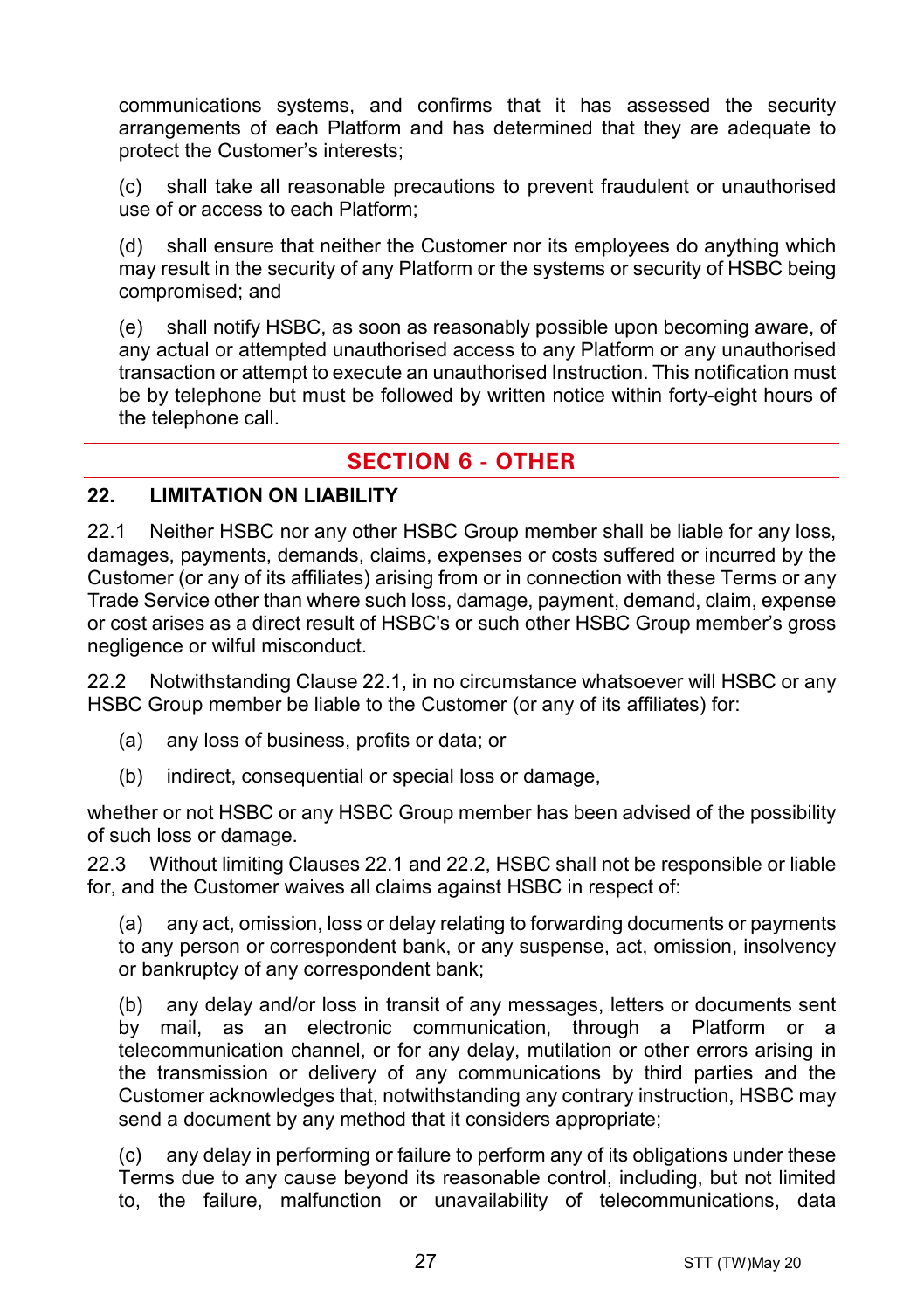communications systems, and confirms that it has assessed the security arrangements of each Platform and has determined that they are adequate to protect the Customer's interests;

(c) shall take all reasonable precautions to prevent fraudulent or unauthorised use of or access to each Platform;

(d) shall ensure that neither the Customer nor its employees do anything which may result in the security of any Platform or the systems or security of HSBC being compromised; and

(e) shall notify HSBC, as soon as reasonably possible upon becoming aware, of any actual or attempted unauthorised access to any Platform or any unauthorised transaction or attempt to execute an unauthorised Instruction. This notification must be by telephone but must be followed by written notice within forty-eight hours of the telephone call.

## SECTION 6 - OTHER

### 22. LIMITATION ON LIABILITY

22.1 Neither HSBC nor any other HSBC Group member shall be liable for any loss, damages, payments, demands, claims, expenses or costs suffered or incurred by the Customer (or any of its affiliates) arising from or in connection with these Terms or any Trade Service other than where such loss, damage, payment, demand, claim, expense or cost arises as a direct result of HSBC's or such other HSBC Group member's gross negligence or wilful misconduct.

22.2 Notwithstanding Clause 22.1, in no circumstance whatsoever will HSBC or any HSBC Group member be liable to the Customer (or any of its affiliates) for:

(a) any loss of business, profits or data; or

(b) indirect, consequential or special loss or damage,

whether or not HSBC or any HSBC Group member has been advised of the possibility of such loss or damage.

22.3 Without limiting Clauses 22.1 and 22.2, HSBC shall not be responsible or liable for, and the Customer waives all claims against HSBC in respect of:

(a) any act, omission, loss or delay relating to forwarding documents or payments to any person or correspondent bank, or any suspense, act, omission, insolvency or bankruptcy of any correspondent bank;

(b) any delay and/or loss in transit of any messages, letters or documents sent by mail, as an electronic communication, through a Platform or a telecommunication channel, or for any delay, mutilation or other errors arising in the transmission or delivery of any communications by third parties and the Customer acknowledges that, notwithstanding any contrary instruction, HSBC may send a document by any method that it considers appropriate;

(c) any delay in performing or failure to perform any of its obligations under these Terms due to any cause beyond its reasonable control, including, but not limited to, the failure, malfunction or unavailability of telecommunications, data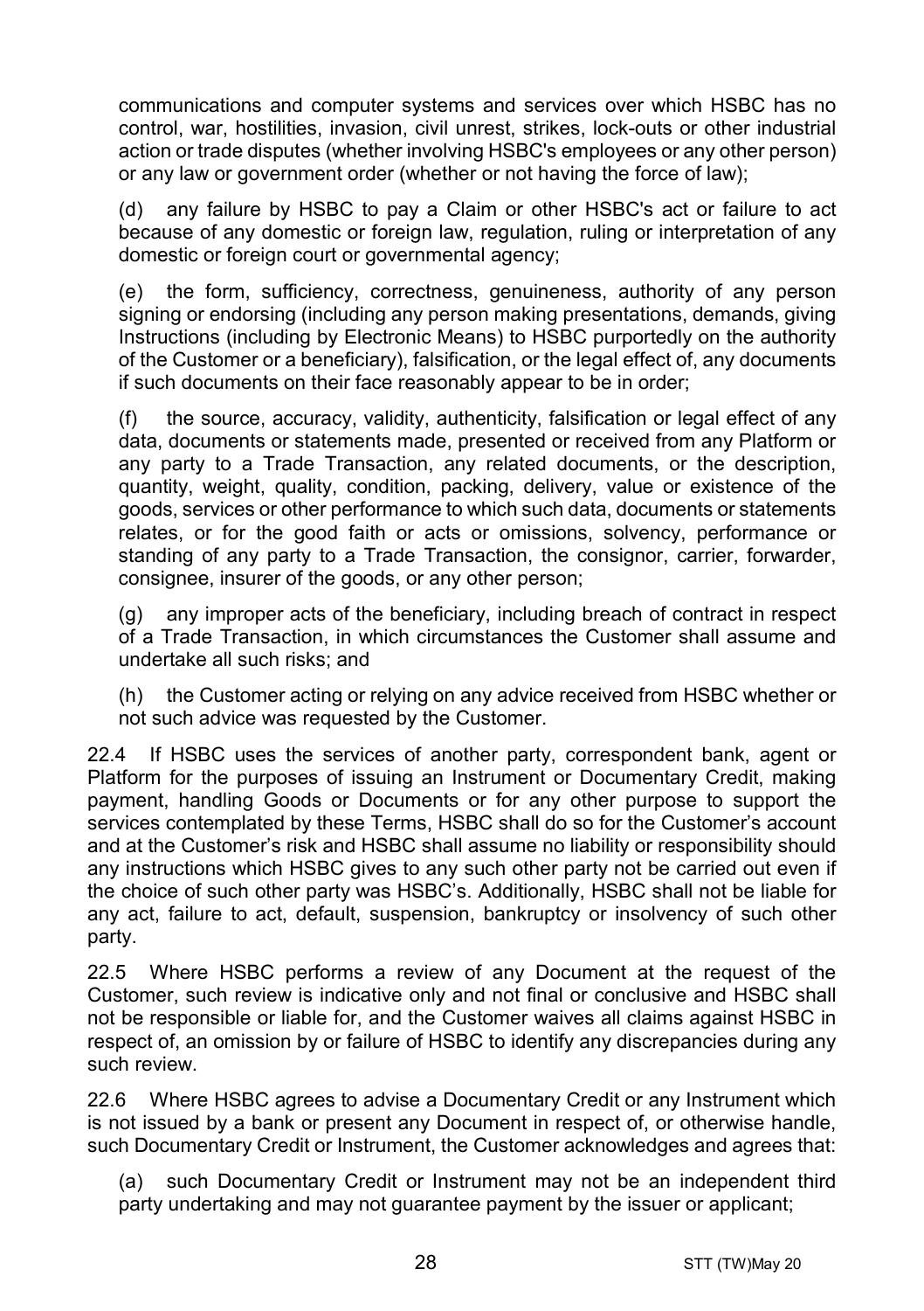communications and computer systems and services over which HSBC has no control, war, hostilities, invasion, civil unrest, strikes, lock-outs or other industrial action or trade disputes (whether involving HSBC's employees or any other person) or any law or government order (whether or not having the force of law);

(d) any failure by HSBC to pay a Claim or other HSBC's act or failure to act because of any domestic or foreign law, regulation, ruling or interpretation of any domestic or foreign court or governmental agency;

(e) the form, sufficiency, correctness, genuineness, authority of any person signing or endorsing (including any person making presentations, demands, giving Instructions (including by Electronic Means) to HSBC purportedly on the authority of the Customer or a beneficiary), falsification, or the legal effect of, any documents if such documents on their face reasonably appear to be in order;

(f) the source, accuracy, validity, authenticity, falsification or legal effect of any data, documents or statements made, presented or received from any Platform or any party to a Trade Transaction, any related documents, or the description, quantity, weight, quality, condition, packing, delivery, value or existence of the goods, services or other performance to which such data, documents or statements relates, or for the good faith or acts or omissions, solvency, performance or standing of any party to a Trade Transaction, the consignor, carrier, forwarder, consignee, insurer of the goods, or any other person;

(g) any improper acts of the beneficiary, including breach of contract in respect of a Trade Transaction, in which circumstances the Customer shall assume and undertake all such risks; and

(h) the Customer acting or relying on any advice received from HSBC whether or not such advice was requested by the Customer.

22.4 If HSBC uses the services of another party, correspondent bank, agent or Platform for the purposes of issuing an Instrument or Documentary Credit, making payment, handling Goods or Documents or for any other purpose to support the services contemplated by these Terms, HSBC shall do so for the Customer's account and at the Customer's risk and HSBC shall assume no liability or responsibility should any instructions which HSBC gives to any such other party not be carried out even if the choice of such other party was HSBC's. Additionally, HSBC shall not be liable for any act, failure to act, default, suspension, bankruptcy or insolvency of such other party.

22.5 Where HSBC performs a review of any Document at the request of the Customer, such review is indicative only and not final or conclusive and HSBC shall not be responsible or liable for, and the Customer waives all claims against HSBC in respect of, an omission by or failure of HSBC to identify any discrepancies during any such review.

22.6 Where HSBC agrees to advise a Documentary Credit or any Instrument which is not issued by a bank or present any Document in respect of, or otherwise handle, such Documentary Credit or Instrument, the Customer acknowledges and agrees that:

(a) such Documentary Credit or Instrument may not be an independent third party undertaking and may not guarantee payment by the issuer or applicant;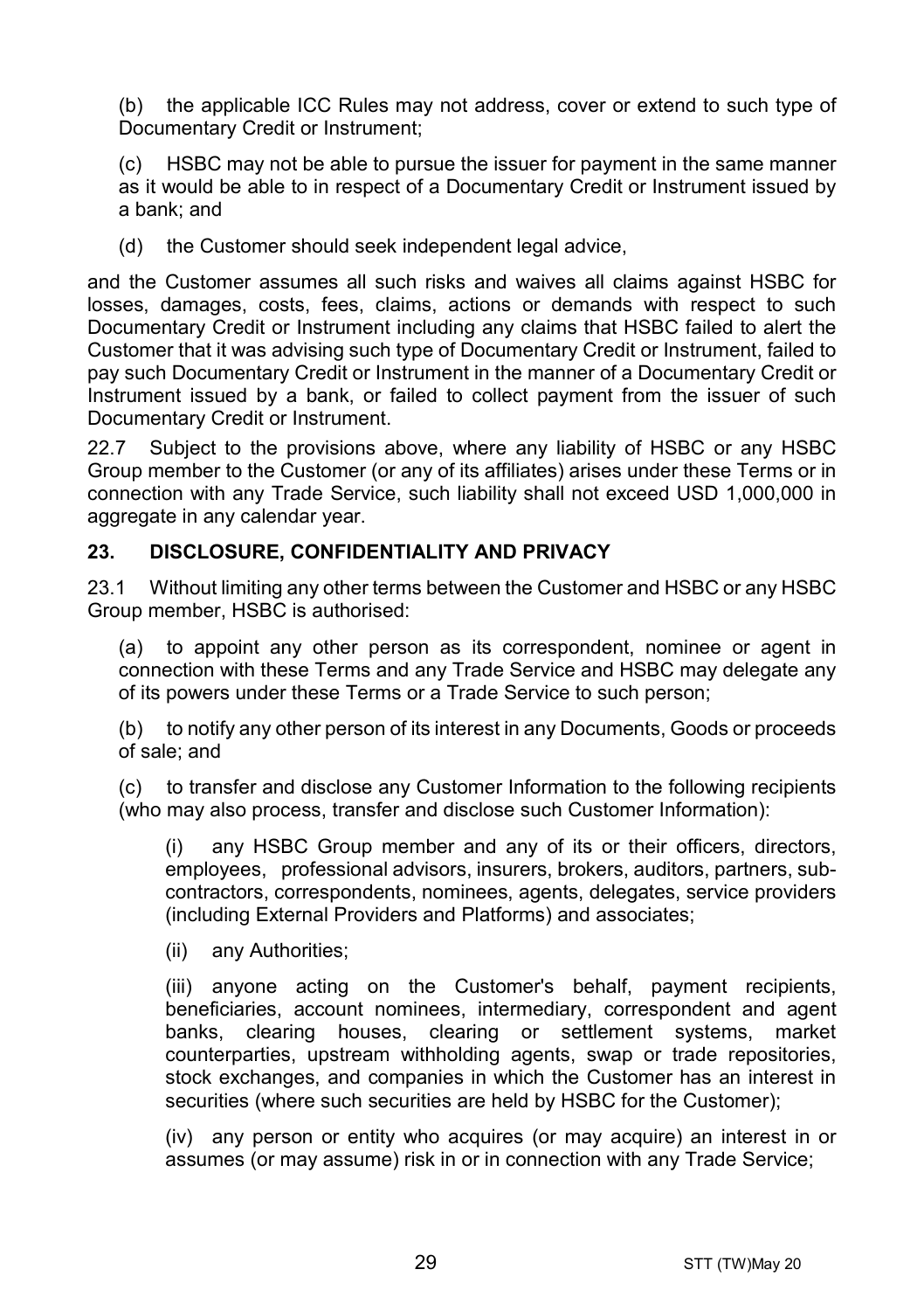(b) the applicable ICC Rules may not address, cover or extend to such type of Documentary Credit or Instrument;

(c) HSBC may not be able to pursue the issuer for payment in the same manner as it would be able to in respect of a Documentary Credit or Instrument issued by a bank; and

(d) the Customer should seek independent legal advice,

and the Customer assumes all such risks and waives all claims against HSBC for losses, damages, costs, fees, claims, actions or demands with respect to such Documentary Credit or Instrument including any claims that HSBC failed to alert the Customer that it was advising such type of Documentary Credit or Instrument, failed to pay such Documentary Credit or Instrument in the manner of a Documentary Credit or Instrument issued by a bank, or failed to collect payment from the issuer of such Documentary Credit or Instrument.

22.7 Subject to the provisions above, where any liability of HSBC or any HSBC Group member to the Customer (or any of its affiliates) arises under these Terms or in connection with any Trade Service, such liability shall not exceed USD 1,000,000 in aggregate in any calendar year.

## 23. DISCLOSURE, CONFIDENTIALITY AND PRIVACY

23.1 Without limiting any other terms between the Customer and HSBC or any HSBC Group member, HSBC is authorised:

(a) to appoint any other person as its correspondent, nominee or agent in connection with these Terms and any Trade Service and HSBC may delegate any of its powers under these Terms or a Trade Service to such person;

(b) to notify any other person of its interest in any Documents, Goods or proceeds of sale; and

(c) to transfer and disclose any Customer Information to the following recipients (who may also process, transfer and disclose such Customer Information):

(i) any HSBC Group member and any of its or their officers, directors, employees, professional advisors, insurers, brokers, auditors, partners, sub-contractors, correspondents, nominees, agents, delegates, service providers (including External Providers and Platforms) and associates;

(ii) any Authorities;

(iii) anyone acting on the Customer's behalf, payment recipients, beneficiaries, account nominees, intermediary, correspondent and agent banks, clearing houses, clearing or settlement systems, market counterparties, upstream withholding agents, swap or trade repositories, stock exchanges, and companies in which the Customer has an interest in securities (where such securities are held by HSBC for the Customer);

(iv) any person or entity who acquires (or may acquire) an interest in or assumes (or may assume) risk in or in connection with any Trade Service;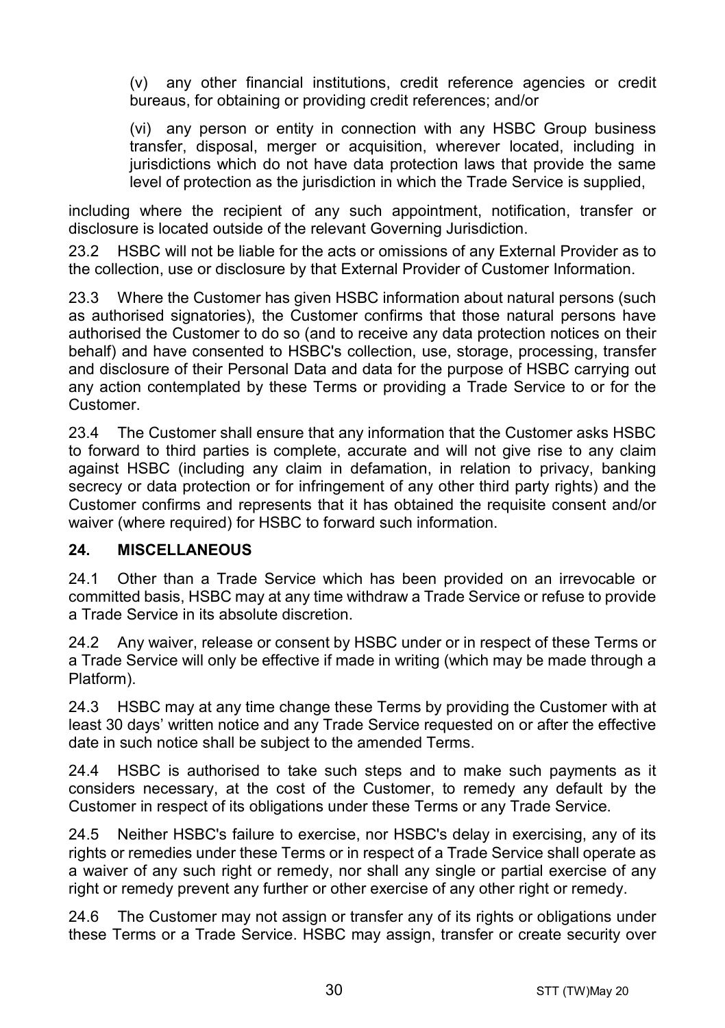(v) any other financial institutions, credit reference agencies or credit bureaus, for obtaining or providing credit references; and/or

(vi) any person or entity in connection with any HSBC Group business transfer, disposal, merger or acquisition, wherever located, including in jurisdictions which do not have data protection laws that provide the same level of protection as the jurisdiction in which the Trade Service is supplied,

including where the recipient of any such appointment, notification, transfer or disclosure is located outside of the relevant Governing Jurisdiction.

23.2 HSBC will not be liable for the acts or omissions of any External Provider as to the collection, use or disclosure by that External Provider of Customer Information.

23.3 Where the Customer has given HSBC information about natural persons (such as authorised signatories), the Customer confirms that those natural persons have authorised the Customer to do so (and to receive any data protection notices on their behalf) and have consented to HSBC's collection, use, storage, processing, transfer and disclosure of their Personal Data and data for the purpose of HSBC carrying out any action contemplated by these Terms or providing a Trade Service to or for the Customer.

23.4 The Customer shall ensure that any information that the Customer asks HSBC to forward to third parties is complete, accurate and will not give rise to any claim against HSBC (including any claim in defamation, in relation to privacy, banking secrecy or data protection or for infringement of any other third party rights) and the Customer confirms and represents that it has obtained the requisite consent and/or waiver (where required) for HSBC to forward such information.

## 24. MISCELLANEOUS

24.1 Other than a Trade Service which has been provided on an irrevocable or committed basis, HSBC may at any time withdraw a Trade Service or refuse to provide a Trade Service in its absolute discretion.

24.2 Any waiver, release or consent by HSBC under or in respect of these Terms or a Trade Service will only be effective if made in writing (which may be made through a Platform).

24.3 HSBC may at any time change these Terms by providing the Customer with at least 30 days' written notice and any Trade Service requested on or after the effective date in such notice shall be subject to the amended Terms.

24.4 HSBC is authorised to take such steps and to make such payments as it considers necessary, at the cost of the Customer, to remedy any default by the Customer in respect of its obligations under these Terms or any Trade Service.

24.5 Neither HSBC's failure to exercise, nor HSBC's delay in exercising, any of its rights or remedies under these Terms or in respect of a Trade Service shall operate as a waiver of any such right or remedy, nor shall any single or partial exercise of any right or remedy prevent any further or other exercise of any other right or remedy.

24.6 The Customer may not assign or transfer any of its rights or obligations under these Terms or a Trade Service. HSBC may assign, transfer or create security over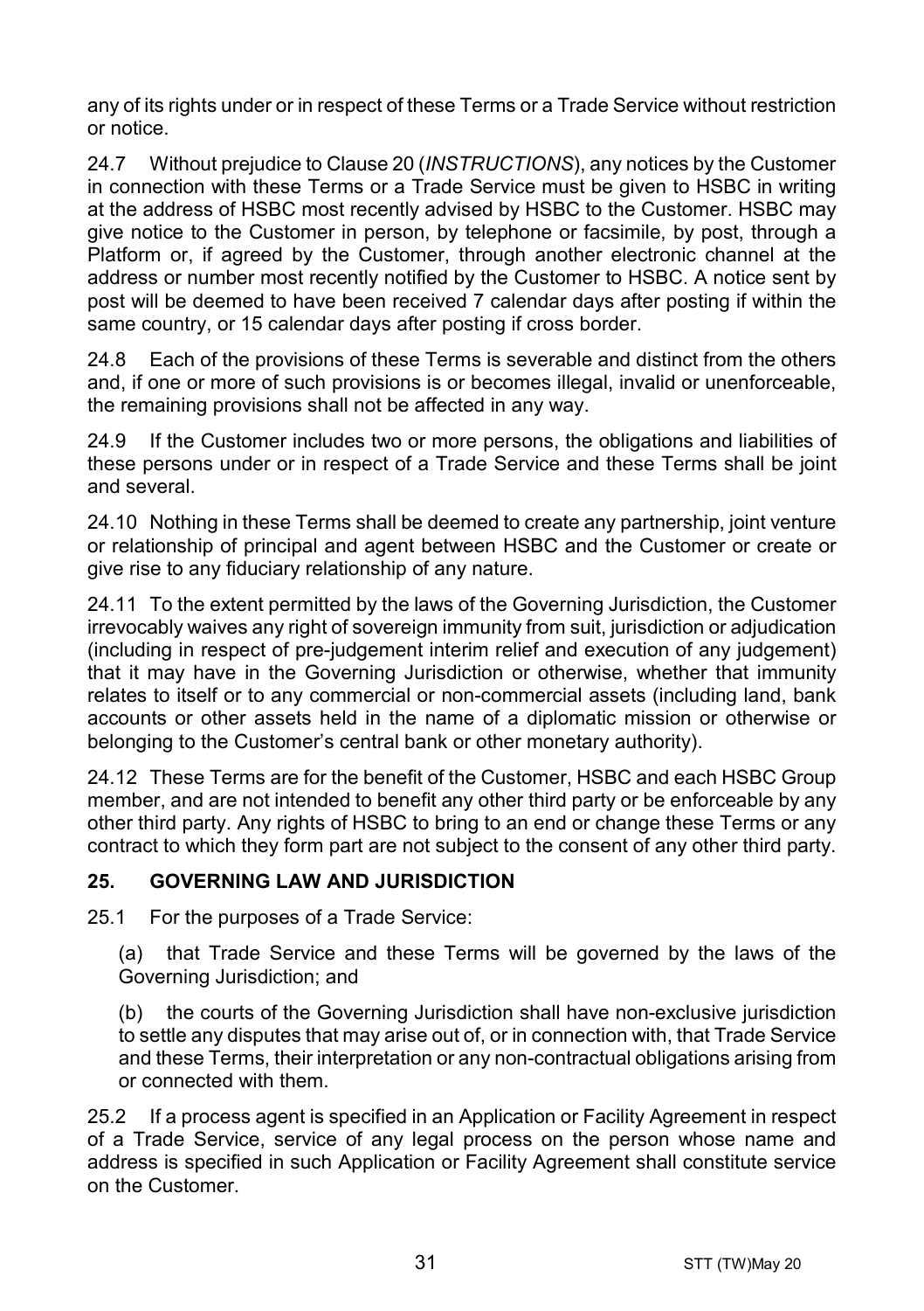any of its rights under or in respect of these Terms or a Trade Service without restriction or notice.

24.7 Without prejudice to Clause 20 (*INSTRUCTIONS*), any notices by the Customer in connection with these Terms or a Trade Service must be given to HSBC in writing at the address of HSBC most recently advised by HSBC to the Customer. HSBC may give notice to the Customer in person, by telephone or facsimile, by post, through a Platform or, if agreed by the Customer, through another electronic channel at the address or number most recently notified by the Customer to HSBC. A notice sent by post will be deemed to have been received 7 calendar days after posting if within the same country, or 15 calendar days after posting if cross border.

24.8 Each of the provisions of these Terms is severable and distinct from the others and, if one or more of such provisions is or becomes illegal, invalid or unenforceable, the remaining provisions shall not be affected in any way.

24.9 If the Customer includes two or more persons, the obligations and liabilities of these persons under or in respect of a Trade Service and these Terms shall be joint and several.

24.10 Nothing in these Terms shall be deemed to create any partnership, joint venture or relationship of principal and agent between HSBC and the Customer or create or give rise to any fiduciary relationship of any nature.

24.11 To the extent permitted by the laws of the Governing Jurisdiction, the Customer irrevocably waives any right of sovereign immunity from suit, jurisdiction or adjudication (including in respect of pre-judgement interim relief and execution of any judgement) that it may have in the Governing Jurisdiction or otherwise, whether that immunity relates to itself or to any commercial or non-commercial assets (including land, bank accounts or other assets held in the name of a diplomatic mission or otherwise or belonging to the Customer's central bank or other monetary authority).

24.12 These Terms are for the benefit of the Customer, HSBC and each HSBC Group member, and are not intended to benefit any other third party or be enforceable by any other third party. Any rights of HSBC to bring to an end or change these Terms or any contract to which they form part are not subject to the consent of any other third party.

## 25. GOVERNING LAW AND JURISDICTION

25.1 For the purposes of a Trade Service:

(a) that Trade Service and these Terms will be governed by the laws of the Governing Jurisdiction; and

(b) the courts of the Governing Jurisdiction shall have non-exclusive jurisdiction to settle any disputes that may arise out of, or in connection with, that Trade Service and these Terms, their interpretation or any non-contractual obligations arising from or connected with them.

25.2 If a process agent is specified in an Application or Facility Agreement in respect of a Trade Service, service of any legal process on the person whose name and address is specified in such Application or Facility Agreement shall constitute service on the Customer.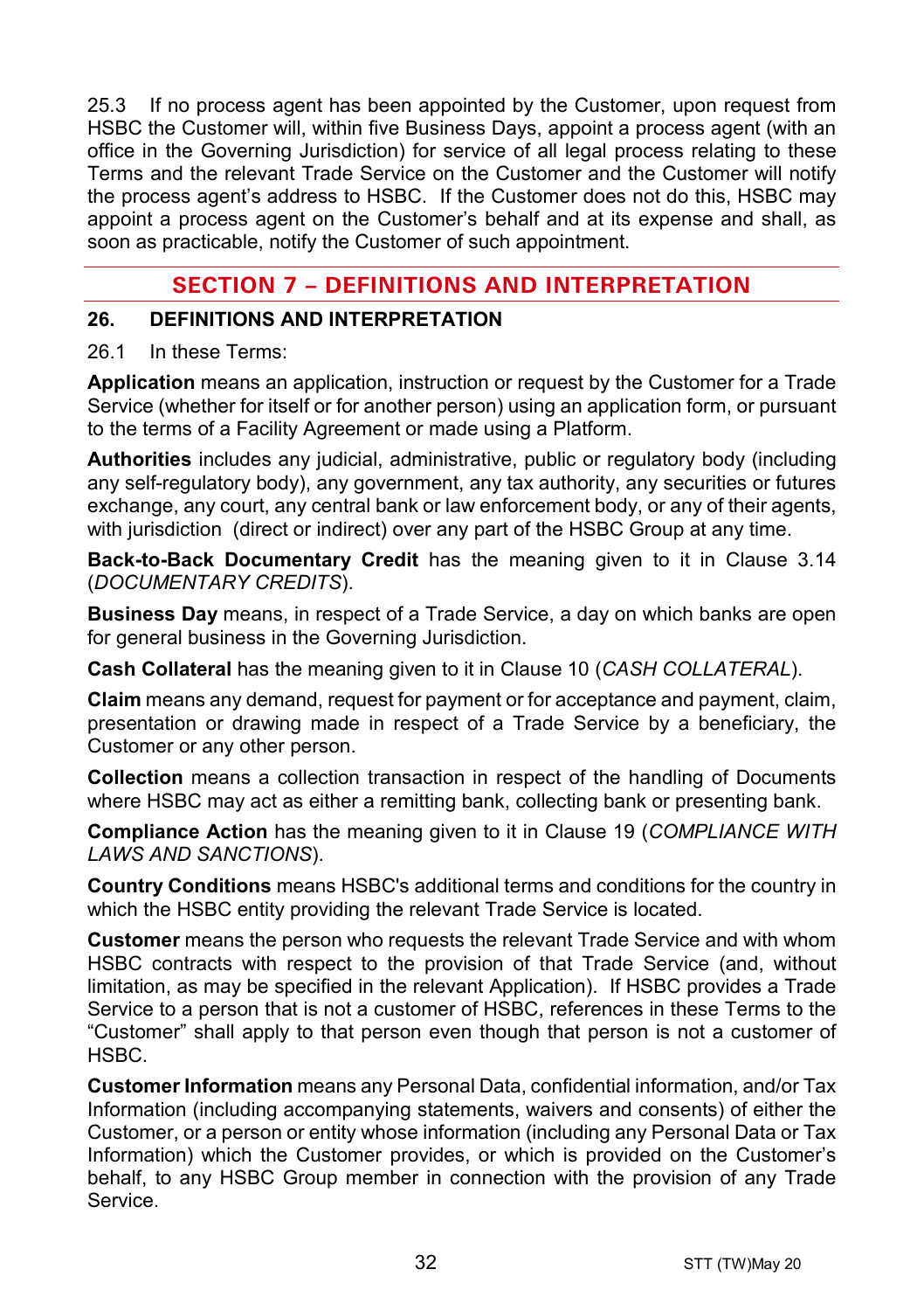25.3 If no process agent has been appointed by the Customer, upon request from HSBC the Customer will, within five Business Days, appoint a process agent (with an office in the Governing Jurisdiction) for service of all legal process relating to these Terms and the relevant Trade Service on the Customer and the Customer will notify the process agent's address to HSBC. If the Customer does not do this, HSBC may appoint a process agent on the Customer's behalf and at its expense and shall, as soon as practicable, notify the Customer of such appointment.

## SECTION 7 – DEFINITIONS AND INTERPRETATION

### 26. DEFINITIONS AND INTERPRETATION

26.1 In these Terms:

**Application** means an application, instruction or request by the Customer for a Trade Service (whether for itself or for another person) using an application form, or pursuant to the terms of a Facility Agreement or made using a Platform.

**Authorities** includes any judicial, administrative, public or regulatory body (including any self-regulatory body), any government, any tax authority, any securities or futures exchange, any court, any central bank or law enforcement body, or any of their agents, with jurisdiction (direct or indirect) over any part of the HSBC Group at any time.

**Back-to-Back Documentary Credit** has the meaning given to it in Clause 3.14 (*DOCUMENTARY CREDITS*).

**Business Day** means, in respect of a Trade Service, a day on which banks are open for general business in the Governing Jurisdiction.

**Cash Collateral** has the meaning given to it in Clause 10 (*CASH COLLATERAL*).

**Claim** means any demand, request for payment or for acceptance and payment, claim, presentation or drawing made in respect of a Trade Service by a beneficiary, the Customer or any other person.

**Collection** means a collection transaction in respect of the handling of Documents where HSBC may act as either a remitting bank, collecting bank or presenting bank.

**Compliance Action** has the meaning given to it in Clause 19 (*COMPLIANCE WITH LAWS AND SANCTIONS*).

**Country Conditions** means HSBC's additional terms and conditions for the country in which the HSBC entity providing the relevant Trade Service is located.

**Customer** means the person who requests the relevant Trade Service and with whom HSBC contracts with respect to the provision of that Trade Service (and, without limitation, as may be specified in the relevant Application). If HSBC provides a Trade Service to a person that is not a customer of HSBC, references in these Terms to the "Customer" shall apply to that person even though that person is not a customer of HSBC.

**Customer Information** means any Personal Data, confidential information, and/or Tax Information (including accompanying statements, waivers and consents) of either the Customer, or a person or entity whose information (including any Personal Data or Tax Information) which the Customer provides, or which is provided on the Customer's behalf, to any HSBC Group member in connection with the provision of any Trade Service.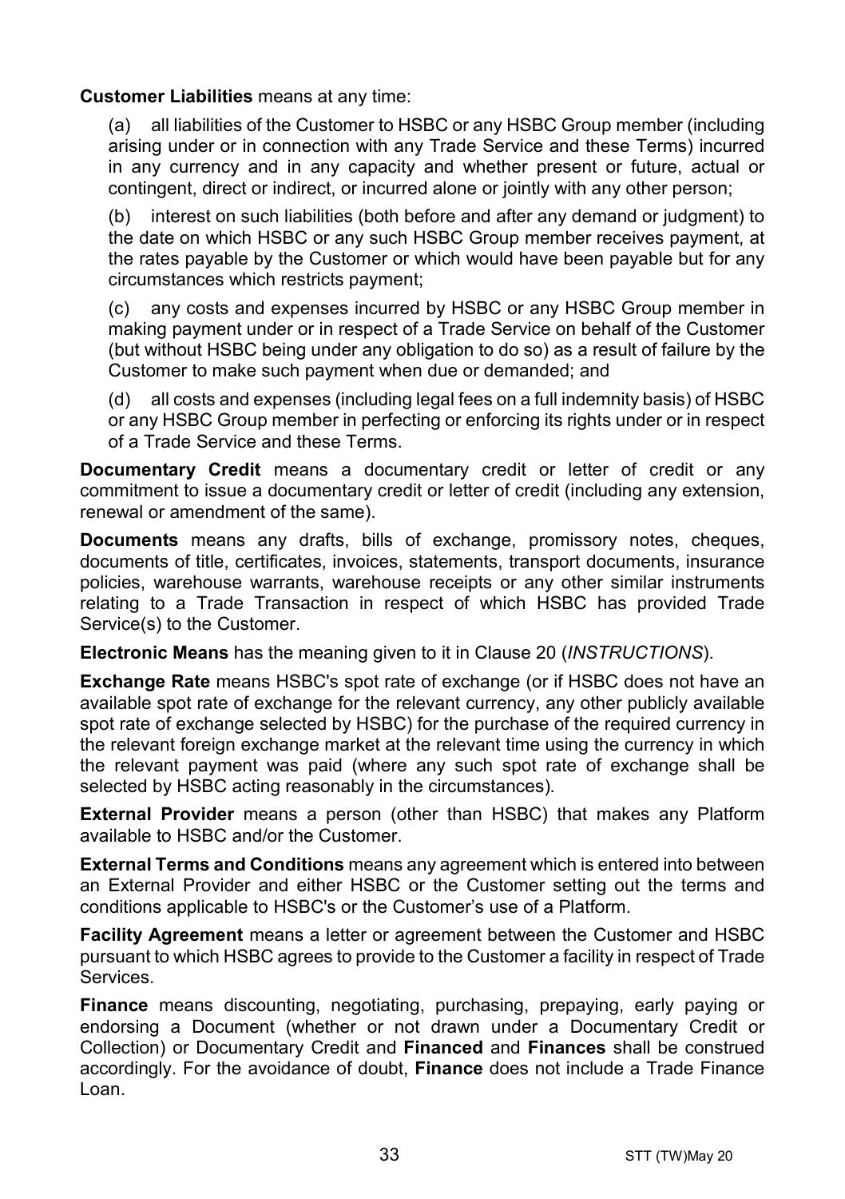**Customer Liabilities** means at any time:

(a) all liabilities of the Customer to HSBC or any HSBC Group member (including arising under or in connection with any Trade Service and these Terms) incurred in any currency and in any capacity and whether present or future, actual or contingent, direct or indirect, or incurred alone or jointly with any other person;

(b) interest on such liabilities (both before and after any demand or judgment) to the date on which HSBC or any such HSBC Group member receives payment, at the rates payable by the Customer or which would have been payable but for any circumstances which restricts payment;

(c) any costs and expenses incurred by HSBC or any HSBC Group member in making payment under or in respect of a Trade Service on behalf of the Customer (but without HSBC being under any obligation to do so) as a result of failure by the Customer to make such payment when due or demanded; and

(d) all costs and expenses (including legal fees on a full indemnity basis) of HSBC or any HSBC Group member in perfecting or enforcing its rights under or in respect of a Trade Service and these Terms.

**Documentary Credit** means a documentary credit or letter of credit or any commitment to issue a documentary credit or letter of credit (including any extension, renewal or amendment of the same).

**Documents** means any drafts, bills of exchange, promissory notes, cheques, documents of title, certificates, invoices, statements, transport documents, insurance policies, warehouse warrants, warehouse receipts or any other similar instruments relating to a Trade Transaction in respect of which HSBC has provided Trade Service(s) to the Customer.

**Electronic Means** has the meaning given to it in Clause 20 (*INSTRUCTIONS*).

**Exchange Rate** means HSBC's spot rate of exchange (or if HSBC does not have an available spot rate of exchange for the relevant currency, any other publicly available spot rate of exchange selected by HSBC) for the purchase of the required currency in the relevant foreign exchange market at the relevant time using the currency in which the relevant payment was paid (where any such spot rate of exchange shall be selected by HSBC acting reasonably in the circumstances).

**External Provider** means a person (other than HSBC) that makes any Platform available to HSBC and/or the Customer.

**External Terms and Conditions** means any agreement which is entered into between an External Provider and either HSBC or the Customer setting out the terms and conditions applicable to HSBC's or the Customer's use of a Platform.

**Facility Agreement** means a letter or agreement between the Customer and HSBC pursuant to which HSBC agrees to provide to the Customer a facility in respect of Trade Services.

**Finance** means discounting, negotiating, purchasing, prepaying, early paying or endorsing a Document (whether or not drawn under a Documentary Credit or Collection) or Documentary Credit and **Financed** and **Finances** shall be construed accordingly. For the avoidance of doubt, **Finance** does not include a Trade Finance Loan.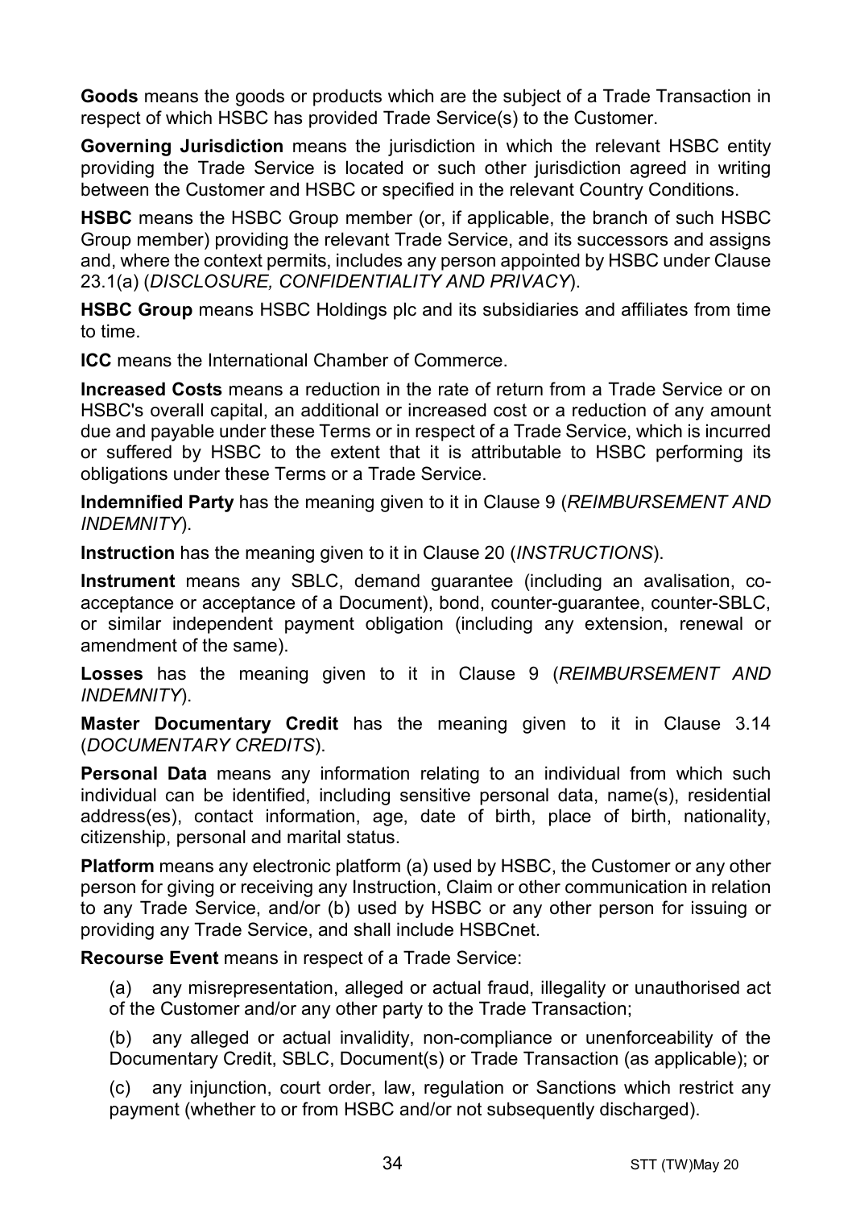**Goods** means the goods or products which are the subject of a Trade Transaction in respect of which HSBC has provided Trade Service(s) to the Customer.

**Governing Jurisdiction** means the jurisdiction in which the relevant HSBC entity providing the Trade Service is located or such other jurisdiction agreed in writing between the Customer and HSBC or specified in the relevant Country Conditions.

**HSBC** means the HSBC Group member (or, if applicable, the branch of such HSBC Group member) providing the relevant Trade Service, and its successors and assigns and, where the context permits, includes any person appointed by HSBC under Clause 23.1(a) (*DISCLOSURE, CONFIDENTIALITY AND PRIVACY*).

**HSBC Group** means HSBC Holdings plc and its subsidiaries and affiliates from time to time.

**ICC** means the International Chamber of Commerce.

**Increased Costs** means a reduction in the rate of return from a Trade Service or on HSBC's overall capital, an additional or increased cost or a reduction of any amount due and payable under these Terms or in respect of a Trade Service, which is incurred or suffered by HSBC to the extent that it is attributable to HSBC performing its obligations under these Terms or a Trade Service.

**Indemnified Party** has the meaning given to it in Clause 9 (*REIMBURSEMENT AND INDEMNITY*).

**Instruction** has the meaning given to it in Clause 20 (*INSTRUCTIONS*).

**Instrument** means any SBLC, demand guarantee (including an avalisation, co-acceptance or acceptance of a Document), bond, counter-guarantee, counter-SBLC, or similar independent payment obligation (including any extension, renewal or amendment of the same).

**Losses** has the meaning given to it in Clause 9 (*REIMBURSEMENT AND INDEMNITY*).

**Master Documentary Credit** has the meaning given to it in Clause 3.14 (*DOCUMENTARY CREDITS*).

**Personal Data** means any information relating to an individual from which such individual can be identified, including sensitive personal data, name(s), residential address(es), contact information, age, date of birth, place of birth, nationality, citizenship, personal and marital status.

**Platform** means any electronic platform (a) used by HSBC, the Customer or any other person for giving or receiving any Instruction, Claim or other communication in relation to any Trade Service, and/or (b) used by HSBC or any other person for issuing or providing any Trade Service, and shall include HSBCnet.

**Recourse Event** means in respect of a Trade Service:

(a) any misrepresentation, alleged or actual fraud, illegality or unauthorised act of the Customer and/or any other party to the Trade Transaction;

(b) any alleged or actual invalidity, non-compliance or unenforceability of the Documentary Credit, SBLC, Document(s) or Trade Transaction (as applicable); or

(c) any injunction, court order, law, regulation or Sanctions which restrict any payment (whether to or from HSBC and/or not subsequently discharged).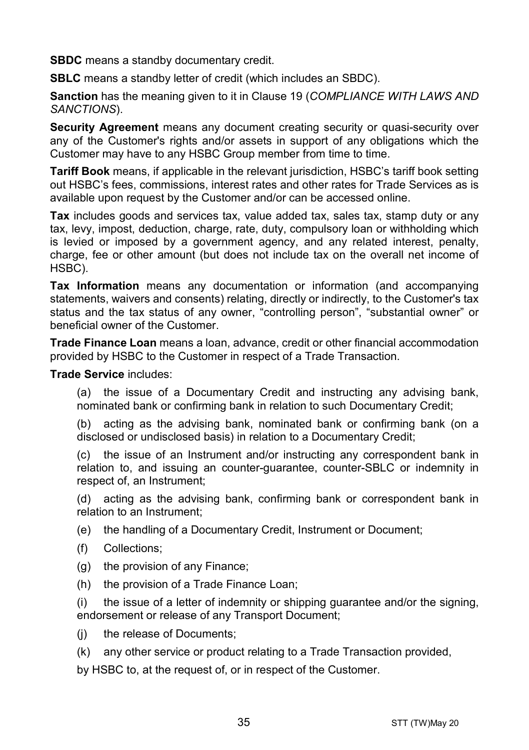**SBDC** means a standby documentary credit.

**SBLC** means a standby letter of credit (which includes an SBDC).

**Sanction** has the meaning given to it in Clause 19 (*COMPLIANCE WITH LAWS AND SANCTIONS*).

**Security Agreement** means any document creating security or quasi-security over any of the Customer's rights and/or assets in support of any obligations which the Customer may have to any HSBC Group member from time to time.

**Tariff Book** means, if applicable in the relevant jurisdiction, HSBC's tariff book setting out HSBC's fees, commissions, interest rates and other rates for Trade Services as is available upon request by the Customer and/or can be accessed online.

**Tax** includes goods and services tax, value added tax, sales tax, stamp duty or any tax, levy, impost, deduction, charge, rate, duty, compulsory loan or withholding which is levied or imposed by a government agency, and any related interest, penalty, charge, fee or other amount (but does not include tax on the overall net income of HSBC).

**Tax Information** means any documentation or information (and accompanying statements, waivers and consents) relating, directly or indirectly, to the Customer's tax status and the tax status of any owner, "controlling person", "substantial owner" or beneficial owner of the Customer.

**Trade Finance Loan** means a loan, advance, credit or other financial accommodation provided by HSBC to the Customer in respect of a Trade Transaction.

**Trade Service** includes:

(a) the issue of a Documentary Credit and instructing any advising bank, nominated bank or confirming bank in relation to such Documentary Credit;

(b) acting as the advising bank, nominated bank or confirming bank (on a disclosed or undisclosed basis) in relation to a Documentary Credit;

(c) the issue of an Instrument and/or instructing any correspondent bank in relation to, and issuing an counter-guarantee, counter-SBLC or indemnity in respect of, an Instrument;

(d) acting as the advising bank, confirming bank or correspondent bank in relation to an Instrument;

(e) the handling of a Documentary Credit, Instrument or Document;

(f) Collections;

(g) the provision of any Finance;

(h) the provision of a Trade Finance Loan;

(i) the issue of a letter of indemnity or shipping guarantee and/or the signing, endorsement or release of any Transport Document;

(j) the release of Documents;

(k) any other service or product relating to a Trade Transaction provided,

by HSBC to, at the request of, or in respect of the Customer.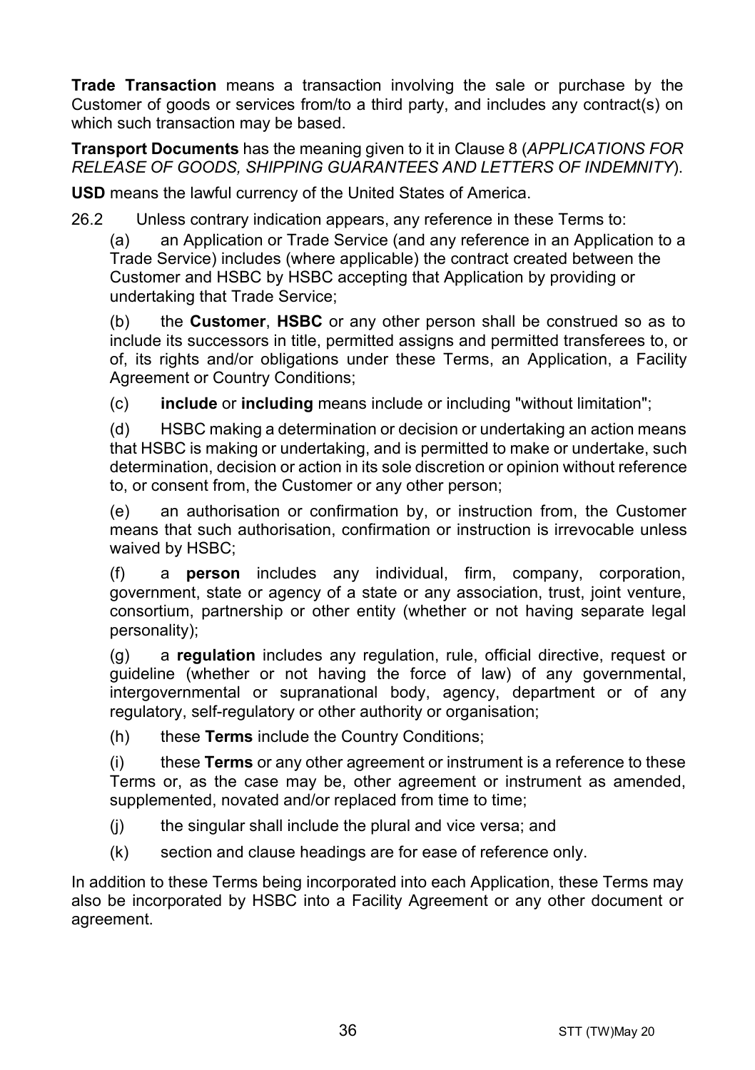**Trade Transaction** means a transaction involving the sale or purchase by the Customer of goods or services from/to a third party, and includes any contract(s) on which such transaction may be based.

**Transport Documents** has the meaning given to it in Clause 8 (*APPLICATIONS FOR RELEASE OF GOODS, SHIPPING GUARANTEES AND LETTERS OF INDEMNITY*).

**USD** means the lawful currency of the United States of America.

26.2 Unless contrary indication appears, any reference in these Terms to:

(a) an Application or Trade Service (and any reference in an Application to a Trade Service) includes (where applicable) the contract created between the Customer and HSBC by HSBC accepting that Application by providing or undertaking that Trade Service;

(b) the **Customer**, **HSBC** or any other person shall be construed so as to include its successors in title, permitted assigns and permitted transferees to, or of, its rights and/or obligations under these Terms, an Application, a Facility Agreement or Country Conditions;

(c) **include** or **including** means include or including "without limitation";

(d) HSBC making a determination or decision or undertaking an action means that HSBC is making or undertaking, and is permitted to make or undertake, such determination, decision or action in its sole discretion or opinion without reference to, or consent from, the Customer or any other person;

(e) an authorisation or confirmation by, or instruction from, the Customer means that such authorisation, confirmation or instruction is irrevocable unless waived by HSBC;

(f) a **person** includes any individual, firm, company, corporation, government, state or agency of a state or any association, trust, joint venture, consortium, partnership or other entity (whether or not having separate legal personality);

(g) a **regulation** includes any regulation, rule, official directive, request or guideline (whether or not having the force of law) of any governmental, intergovernmental or supranational body, agency, department or of any regulatory, self-regulatory or other authority or organisation;

(h) these **Terms** include the Country Conditions;

(i) these **Terms** or any other agreement or instrument is a reference to these Terms or, as the case may be, other agreement or instrument as amended, supplemented, novated and/or replaced from time to time;

(j) the singular shall include the plural and vice versa; and

(k) section and clause headings are for ease of reference only.

In addition to these Terms being incorporated into each Application, these Terms may also be incorporated by HSBC into a Facility Agreement or any other document or agreement.